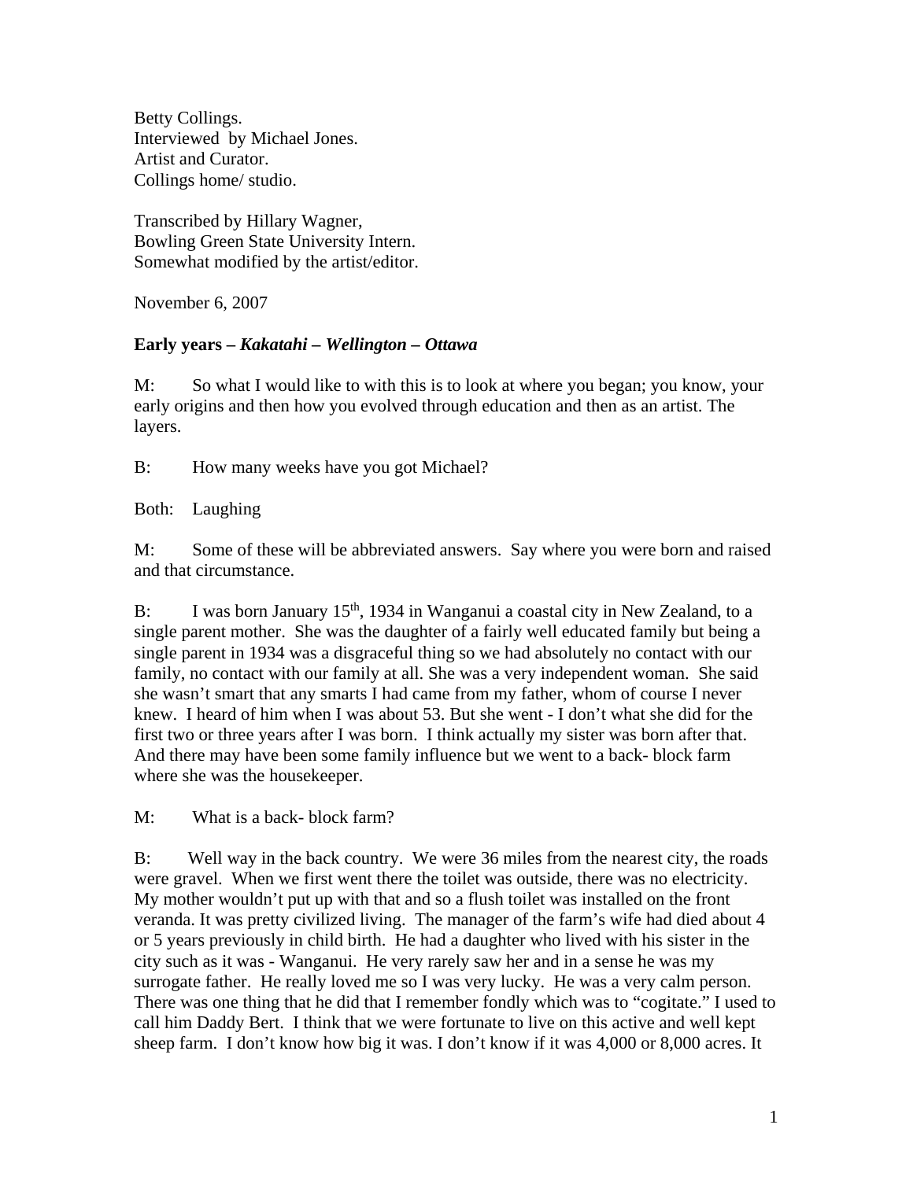Betty Collings.
Interviewed by Michael Jones.
Artist and Curator.
Collings home/ studio.

Transcribed by Hillary Wagner,
Bowling Green State University Intern.
Somewhat modified by the artist/editor.

November 6, 2007

**Early years – *Kakatahi – Wellington – Ottawa***

M: So what I would like to with this is to look at where you began; you know, your early origins and then how you evolved through education and then as an artist. The layers.

B: How many weeks have you got Michael?

Both: Laughing

M: Some of these will be abbreviated answers. Say where you were born and raised and that circumstance.

B: I was born January 15th, 1934 in Wanganui a coastal city in New Zealand, to a single parent mother. She was the daughter of a fairly well educated family but being a single parent in 1934 was a disgraceful thing so we had absolutely no contact with our family, no contact with our family at all. She was a very independent woman. She said she wasn't smart that any smarts I had came from my father, whom of course I never knew. I heard of him when I was about 53. But she went - I don't what she did for the first two or three years after I was born. I think actually my sister was born after that. And there may have been some family influence but we went to a back- block farm where she was the housekeeper.

M: What is a back- block farm?

B: Well way in the back country. We were 36 miles from the nearest city, the roads were gravel. When we first went there the toilet was outside, there was no electricity. My mother wouldn't put up with that and so a flush toilet was installed on the front veranda. It was pretty civilized living. The manager of the farm's wife had died about 4 or 5 years previously in child birth. He had a daughter who lived with his sister in the city such as it was - Wanganui. He very rarely saw her and in a sense he was my surrogate father. He really loved me so I was very lucky. He was a very calm person. There was one thing that he did that I remember fondly which was to "cogitate." I used to call him Daddy Bert. I think that we were fortunate to live on this active and well kept sheep farm. I don't know how big it was. I don't know if it was 4,000 or 8,000 acres. It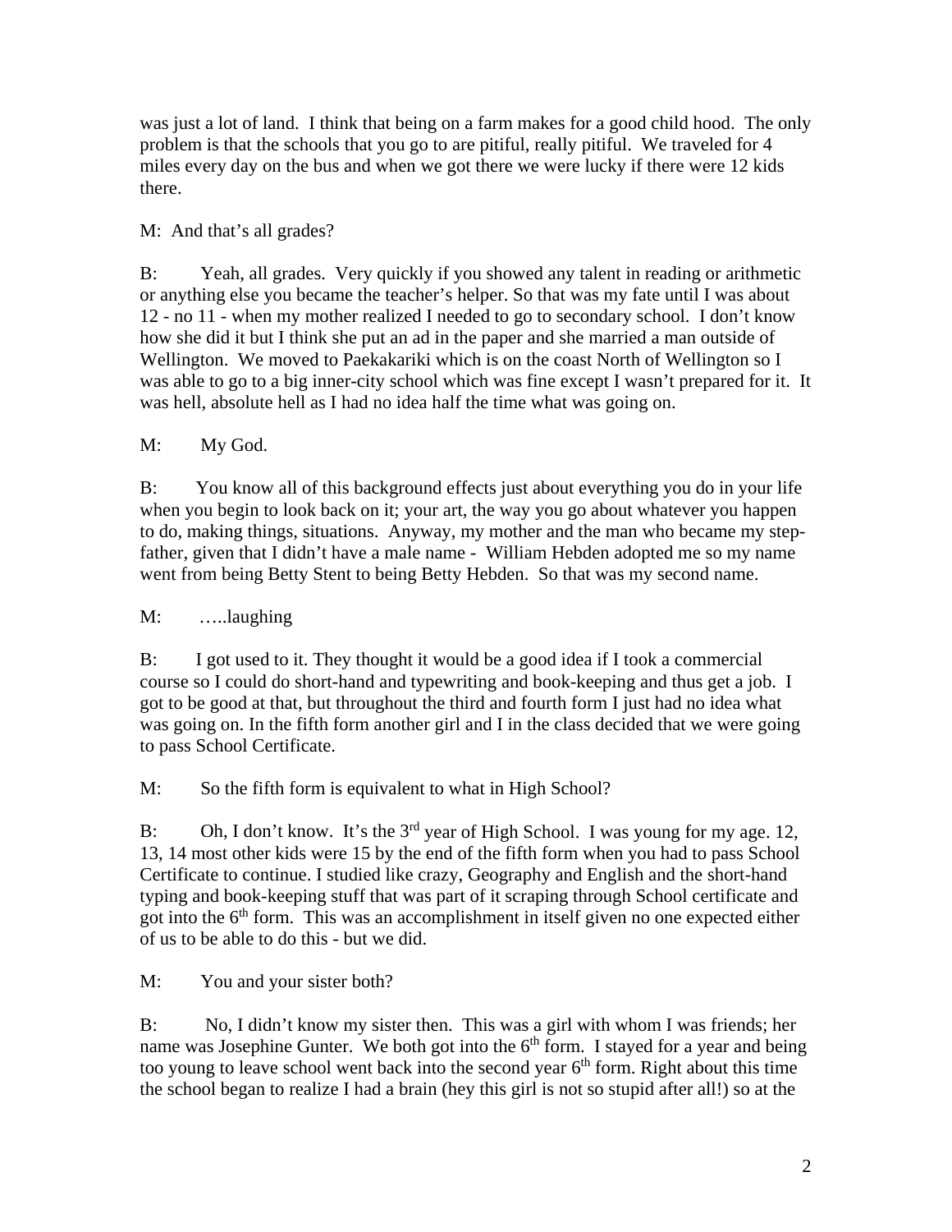was just a lot of land. I think that being on a farm makes for a good child hood. The only problem is that the schools that you go to are pitiful, really pitiful. We traveled for 4 miles every day on the bus and when we got there we were lucky if there were 12 kids there.

M: And that's all grades?

B: Yeah, all grades. Very quickly if you showed any talent in reading or arithmetic or anything else you became the teacher's helper. So that was my fate until I was about 12 - no 11 - when my mother realized I needed to go to secondary school. I don't know how she did it but I think she put an ad in the paper and she married a man outside of Wellington. We moved to Paekakariki which is on the coast North of Wellington so I was able to go to a big inner-city school which was fine except I wasn't prepared for it. It was hell, absolute hell as I had no idea half the time what was going on.

M: My God.

B: You know all of this background effects just about everything you do in your life when you begin to look back on it; your art, the way you go about whatever you happen to do, making things, situations. Anyway, my mother and the man who became my step-father, given that I didn't have a male name - William Hebden adopted me so my name went from being Betty Stent to being Betty Hebden. So that was my second name.

M: …..laughing

B: I got used to it. They thought it would be a good idea if I took a commercial course so I could do short-hand and typewriting and book-keeping and thus get a job. I got to be good at that, but throughout the third and fourth form I just had no idea what was going on. In the fifth form another girl and I in the class decided that we were going to pass School Certificate.

M: So the fifth form is equivalent to what in High School?

B: Oh, I don't know. It's the 3rd year of High School. I was young for my age. 12, 13, 14 most other kids were 15 by the end of the fifth form when you had to pass School Certificate to continue. I studied like crazy, Geography and English and the short-hand typing and book-keeping stuff that was part of it scraping through School certificate and got into the 6th form. This was an accomplishment in itself given no one expected either of us to be able to do this - but we did.

M: You and your sister both?

B: No, I didn't know my sister then. This was a girl with whom I was friends; her name was Josephine Gunter. We both got into the 6th form. I stayed for a year and being too young to leave school went back into the second year 6th form. Right about this time the school began to realize I had a brain (hey this girl is not so stupid after all!) so at the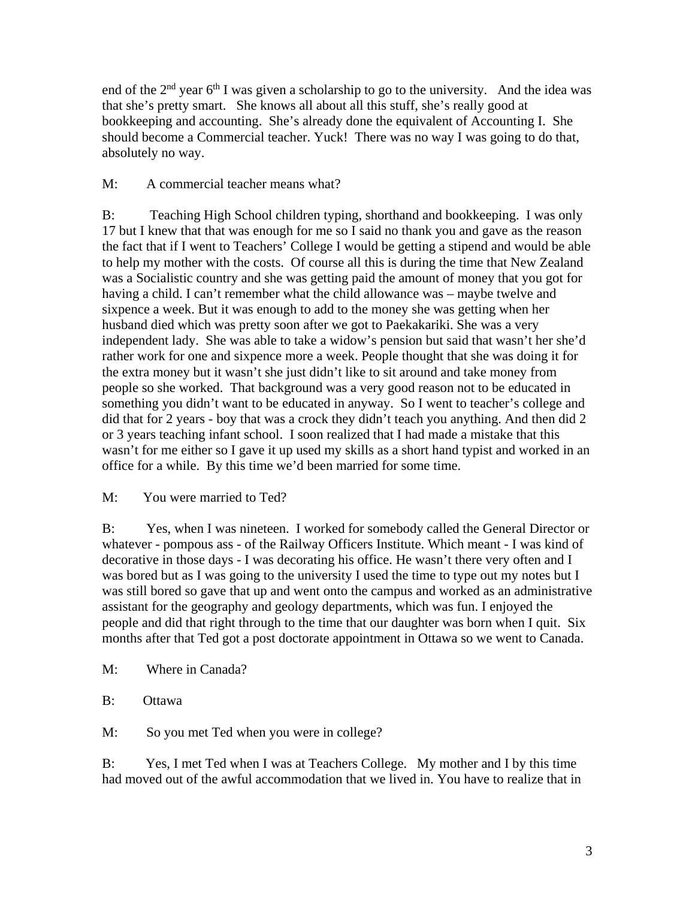end of the 2nd year 6th I was given a scholarship to go to the university. And the idea was that she's pretty smart. She knows all about all this stuff, she's really good at bookkeeping and accounting. She's already done the equivalent of Accounting I. She should become a Commercial teacher. Yuck! There was no way I was going to do that, absolutely no way.

M: A commercial teacher means what?

B: Teaching High School children typing, shorthand and bookkeeping. I was only 17 but I knew that that was enough for me so I said no thank you and gave as the reason the fact that if I went to Teachers' College I would be getting a stipend and would be able to help my mother with the costs. Of course all this is during the time that New Zealand was a Socialistic country and she was getting paid the amount of money that you got for having a child. I can't remember what the child allowance was – maybe twelve and sixpence a week. But it was enough to add to the money she was getting when her husband died which was pretty soon after we got to Paekakariki. She was a very independent lady. She was able to take a widow's pension but said that wasn't her she'd rather work for one and sixpence more a week. People thought that she was doing it for the extra money but it wasn't she just didn't like to sit around and take money from people so she worked. That background was a very good reason not to be educated in something you didn't want to be educated in anyway. So I went to teacher's college and did that for 2 years - boy that was a crock they didn't teach you anything. And then did 2 or 3 years teaching infant school. I soon realized that I had made a mistake that this wasn't for me either so I gave it up used my skills as a short hand typist and worked in an office for a while. By this time we'd been married for some time.

M: You were married to Ted?

B: Yes, when I was nineteen. I worked for somebody called the General Director or whatever - pompous ass - of the Railway Officers Institute. Which meant - I was kind of decorative in those days - I was decorating his office. He wasn't there very often and I was bored but as I was going to the university I used the time to type out my notes but I was still bored so gave that up and went onto the campus and worked as an administrative assistant for the geography and geology departments, which was fun. I enjoyed the people and did that right through to the time that our daughter was born when I quit. Six months after that Ted got a post doctorate appointment in Ottawa so we went to Canada.

M: Where in Canada?

B: Ottawa

M: So you met Ted when you were in college?

B: Yes, I met Ted when I was at Teachers College. My mother and I by this time had moved out of the awful accommodation that we lived in. You have to realize that in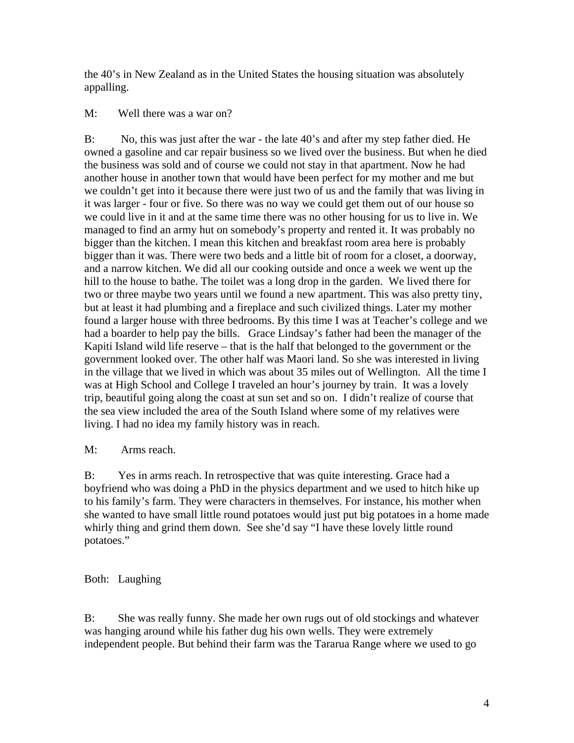the 40's in New Zealand as in the United States the housing situation was absolutely appalling.

M: Well there was a war on?

B: No, this was just after the war - the late 40's and after my step father died. He owned a gasoline and car repair business so we lived over the business. But when he died the business was sold and of course we could not stay in that apartment. Now he had another house in another town that would have been perfect for my mother and me but we couldn't get into it because there were just two of us and the family that was living in it was larger - four or five. So there was no way we could get them out of our house so we could live in it and at the same time there was no other housing for us to live in. We managed to find an army hut on somebody's property and rented it. It was probably no bigger than the kitchen. I mean this kitchen and breakfast room area here is probably bigger than it was. There were two beds and a little bit of room for a closet, a doorway, and a narrow kitchen. We did all our cooking outside and once a week we went up the hill to the house to bathe. The toilet was a long drop in the garden. We lived there for two or three maybe two years until we found a new apartment. This was also pretty tiny, but at least it had plumbing and a fireplace and such civilized things. Later my mother found a larger house with three bedrooms. By this time I was at Teacher's college and we had a boarder to help pay the bills. Grace Lindsay's father had been the manager of the Kapiti Island wild life reserve – that is the half that belonged to the government or the government looked over. The other half was Maori land. So she was interested in living in the village that we lived in which was about 35 miles out of Wellington. All the time I was at High School and College I traveled an hour's journey by train. It was a lovely trip, beautiful going along the coast at sun set and so on. I didn't realize of course that the sea view included the area of the South Island where some of my relatives were living. I had no idea my family history was in reach.

M: Arms reach.

B: Yes in arms reach. In retrospective that was quite interesting. Grace had a boyfriend who was doing a PhD in the physics department and we used to hitch hike up to his family's farm. They were characters in themselves. For instance, his mother when she wanted to have small little round potatoes would just put big potatoes in a home made whirly thing and grind them down. See she'd say "I have these lovely little round potatoes."

Both: Laughing

B: She was really funny. She made her own rugs out of old stockings and whatever was hanging around while his father dug his own wells. They were extremely independent people. But behind their farm was the Tararua Range where we used to go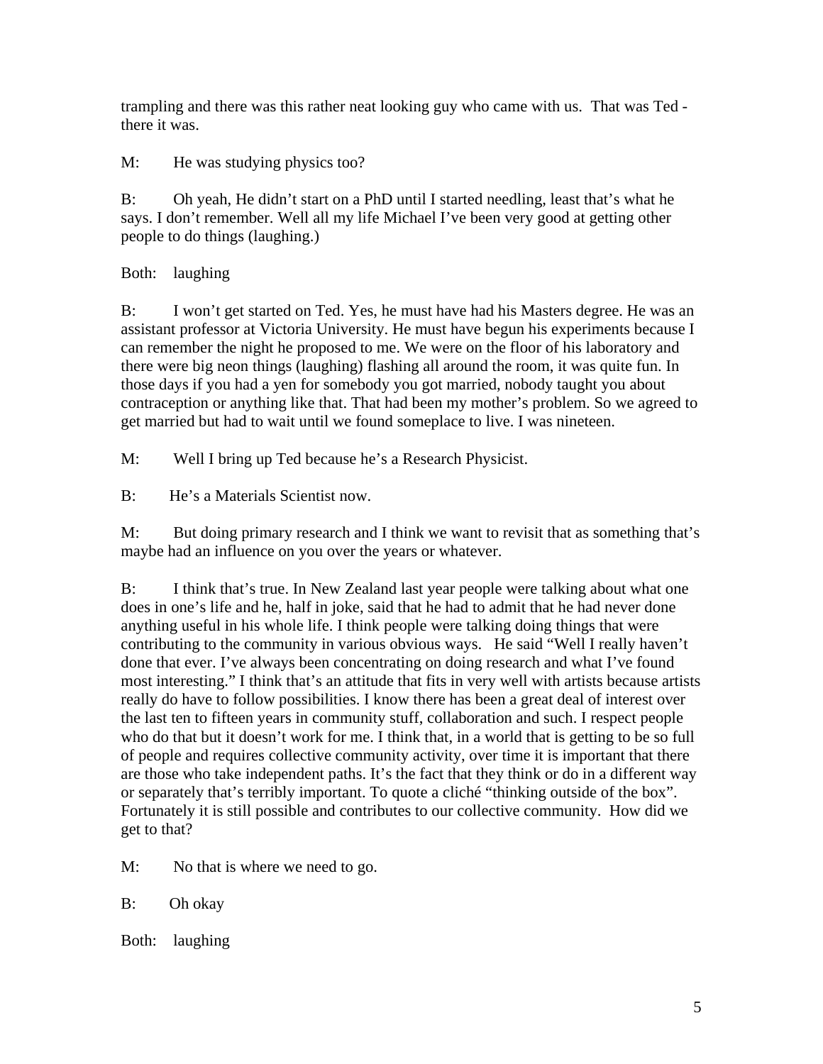trampling and there was this rather neat looking guy who came with us. That was Ted - there it was.

M: He was studying physics too?

B: Oh yeah, He didn't start on a PhD until I started needling, least that's what he says. I don't remember. Well all my life Michael I've been very good at getting other people to do things (laughing.)

Both: laughing

B: I won't get started on Ted. Yes, he must have had his Masters degree. He was an assistant professor at Victoria University. He must have begun his experiments because I can remember the night he proposed to me. We were on the floor of his laboratory and there were big neon things (laughing) flashing all around the room, it was quite fun. In those days if you had a yen for somebody you got married, nobody taught you about contraception or anything like that. That had been my mother's problem. So we agreed to get married but had to wait until we found someplace to live. I was nineteen.

M: Well I bring up Ted because he's a Research Physicist.

B: He's a Materials Scientist now.

M: But doing primary research and I think we want to revisit that as something that's maybe had an influence on you over the years or whatever.

B: I think that's true. In New Zealand last year people were talking about what one does in one's life and he, half in joke, said that he had to admit that he had never done anything useful in his whole life. I think people were talking doing things that were contributing to the community in various obvious ways. He said "Well I really haven't done that ever. I've always been concentrating on doing research and what I've found most interesting." I think that's an attitude that fits in very well with artists because artists really do have to follow possibilities. I know there has been a great deal of interest over the last ten to fifteen years in community stuff, collaboration and such. I respect people who do that but it doesn't work for me. I think that, in a world that is getting to be so full of people and requires collective community activity, over time it is important that there are those who take independent paths. It's the fact that they think or do in a different way or separately that's terribly important. To quote a cliché "thinking outside of the box". Fortunately it is still possible and contributes to our collective community. How did we get to that?

M: No that is where we need to go.

B: Oh okay

Both: laughing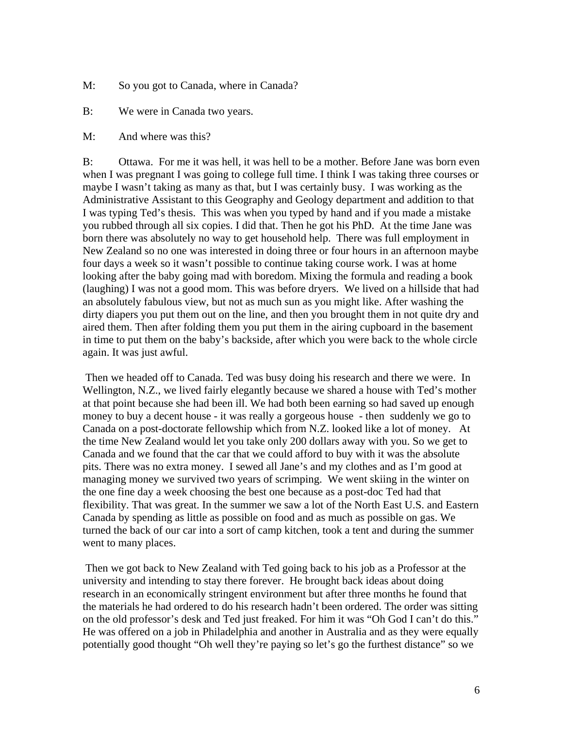M: So you got to Canada, where in Canada?

B: We were in Canada two years.

M: And where was this?

B: Ottawa. For me it was hell, it was hell to be a mother. Before Jane was born even when I was pregnant I was going to college full time. I think I was taking three courses or maybe I wasn't taking as many as that, but I was certainly busy. I was working as the Administrative Assistant to this Geography and Geology department and addition to that I was typing Ted's thesis. This was when you typed by hand and if you made a mistake you rubbed through all six copies. I did that. Then he got his PhD. At the time Jane was born there was absolutely no way to get household help. There was full employment in New Zealand so no one was interested in doing three or four hours in an afternoon maybe four days a week so it wasn't possible to continue taking course work. I was at home looking after the baby going mad with boredom. Mixing the formula and reading a book (laughing) I was not a good mom. This was before dryers. We lived on a hillside that had an absolutely fabulous view, but not as much sun as you might like. After washing the dirty diapers you put them out on the line, and then you brought them in not quite dry and aired them. Then after folding them you put them in the airing cupboard in the basement in time to put them on the baby's backside, after which you were back to the whole circle again. It was just awful.

Then we headed off to Canada. Ted was busy doing his research and there we were. In Wellington, N.Z., we lived fairly elegantly because we shared a house with Ted's mother at that point because she had been ill. We had both been earning so had saved up enough money to buy a decent house - it was really a gorgeous house - then suddenly we go to Canada on a post-doctorate fellowship which from N.Z. looked like a lot of money. At the time New Zealand would let you take only 200 dollars away with you. So we get to Canada and we found that the car that we could afford to buy with it was the absolute pits. There was no extra money. I sewed all Jane's and my clothes and as I'm good at managing money we survived two years of scrimping. We went skiing in the winter on the one fine day a week choosing the best one because as a post-doc Ted had that flexibility. That was great. In the summer we saw a lot of the North East U.S. and Eastern Canada by spending as little as possible on food and as much as possible on gas. We turned the back of our car into a sort of camp kitchen, took a tent and during the summer went to many places.

Then we got back to New Zealand with Ted going back to his job as a Professor at the university and intending to stay there forever. He brought back ideas about doing research in an economically stringent environment but after three months he found that the materials he had ordered to do his research hadn't been ordered. The order was sitting on the old professor's desk and Ted just freaked. For him it was "Oh God I can't do this." He was offered on a job in Philadelphia and another in Australia and as they were equally potentially good thought "Oh well they're paying so let's go the furthest distance" so we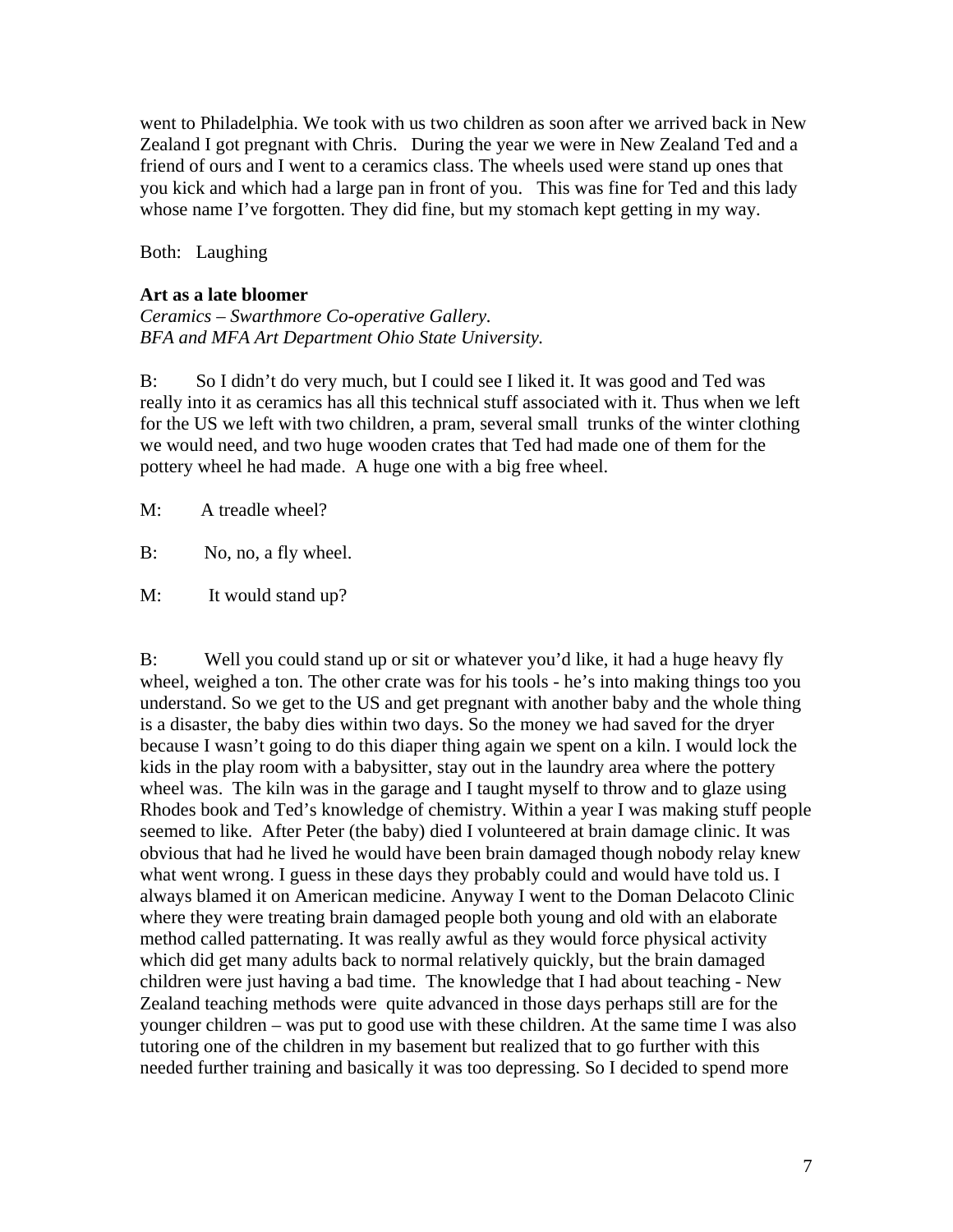went to Philadelphia. We took with us two children as soon after we arrived back in New Zealand I got pregnant with Chris.   During the year we were in New Zealand Ted and a friend of ours and I went to a ceramics class. The wheels used were stand up ones that you kick and which had a large pan in front of you.   This was fine for Ted and this lady whose name I've forgotten. They did fine, but my stomach kept getting in my way.

Both:   Laughing

**Art as a late bloomer**

*Ceramics – Swarthmore Co-operative Gallery.*
*BFA and MFA Art Department Ohio State University.*

B:   So I didn't do very much, but I could see I liked it. It was good and Ted was really into it as ceramics has all this technical stuff associated with it. Thus when we left for the US we left with two children, a pram, several small trunks of the winter clothing we would need, and two huge wooden crates that Ted had made one of them for the pottery wheel he had made.  A huge one with a big free wheel.

M:   A treadle wheel?

B:   No, no, a fly wheel.

M:   It would stand up?

B:   Well you could stand up or sit or whatever you'd like, it had a huge heavy fly wheel, weighed a ton. The other crate was for his tools - he's into making things too you understand. So we get to the US and get pregnant with another baby and the whole thing is a disaster, the baby dies within two days. So the money we had saved for the dryer because I wasn't going to do this diaper thing again we spent on a kiln. I would lock the kids in the play room with a babysitter, stay out in the laundry area where the pottery wheel was.  The kiln was in the garage and I taught myself to throw and to glaze using Rhodes book and Ted's knowledge of chemistry. Within a year I was making stuff people seemed to like.  After Peter (the baby) died I volunteered at brain damage clinic. It was obvious that had he lived he would have been brain damaged though nobody relay knew what went wrong. I guess in these days they probably could and would have told us. I always blamed it on American medicine. Anyway I went to the Doman Delacoto Clinic where they were treating brain damaged people both young and old with an elaborate method called patternating. It was really awful as they would force physical activity which did get many adults back to normal relatively quickly, but the brain damaged children were just having a bad time.  The knowledge that I had about teaching - New Zealand teaching methods were  quite advanced in those days perhaps still are for the younger children – was put to good use with these children. At the same time I was also tutoring one of the children in my basement but realized that to go further with this needed further training and basically it was too depressing. So I decided to spend more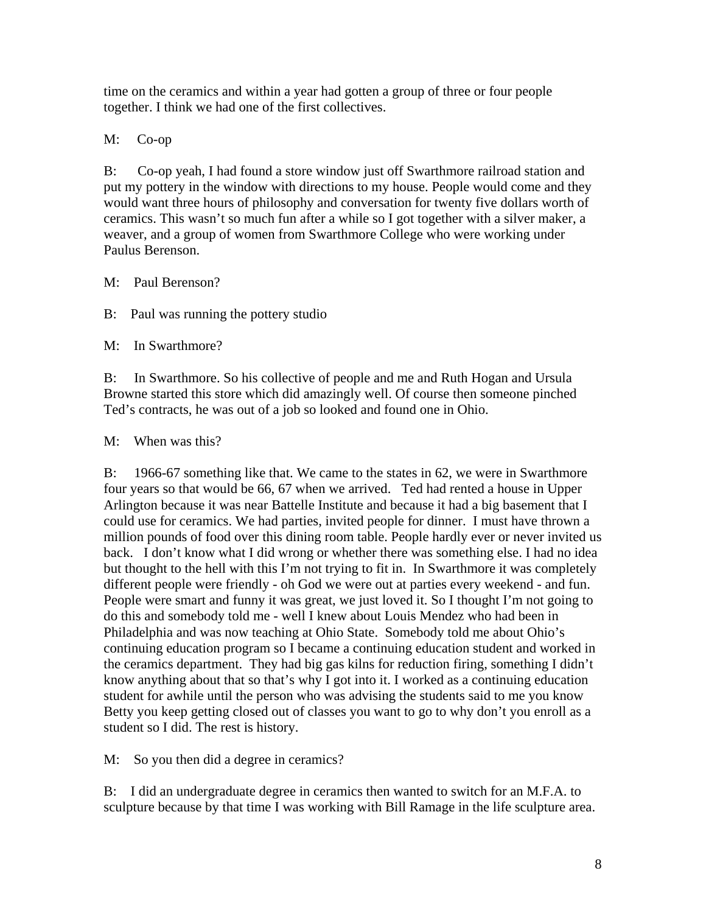time on the ceramics and within a year had gotten a group of three or four people together. I think we had one of the first collectives.

M: Co-op

B: Co-op yeah, I had found a store window just off Swarthmore railroad station and put my pottery in the window with directions to my house. People would come and they would want three hours of philosophy and conversation for twenty five dollars worth of ceramics. This wasn't so much fun after a while so I got together with a silver maker, a weaver, and a group of women from Swarthmore College who were working under Paulus Berenson.

M: Paul Berenson?

B: Paul was running the pottery studio

M: In Swarthmore?

B: In Swarthmore. So his collective of people and me and Ruth Hogan and Ursula Browne started this store which did amazingly well. Of course then someone pinched Ted's contracts, he was out of a job so looked and found one in Ohio.

M: When was this?

B: 1966-67 something like that. We came to the states in 62, we were in Swarthmore four years so that would be 66, 67 when we arrived. Ted had rented a house in Upper Arlington because it was near Battelle Institute and because it had a big basement that I could use for ceramics. We had parties, invited people for dinner. I must have thrown a million pounds of food over this dining room table. People hardly ever or never invited us back. I don't know what I did wrong or whether there was something else. I had no idea but thought to the hell with this I'm not trying to fit in. In Swarthmore it was completely different people were friendly - oh God we were out at parties every weekend - and fun. People were smart and funny it was great, we just loved it. So I thought I'm not going to do this and somebody told me - well I knew about Louis Mendez who had been in Philadelphia and was now teaching at Ohio State. Somebody told me about Ohio's continuing education program so I became a continuing education student and worked in the ceramics department. They had big gas kilns for reduction firing, something I didn't know anything about that so that's why I got into it. I worked as a continuing education student for awhile until the person who was advising the students said to me you know Betty you keep getting closed out of classes you want to go to why don't you enroll as a student so I did. The rest is history.

M: So you then did a degree in ceramics?

B: I did an undergraduate degree in ceramics then wanted to switch for an M.F.A. to sculpture because by that time I was working with Bill Ramage in the life sculpture area.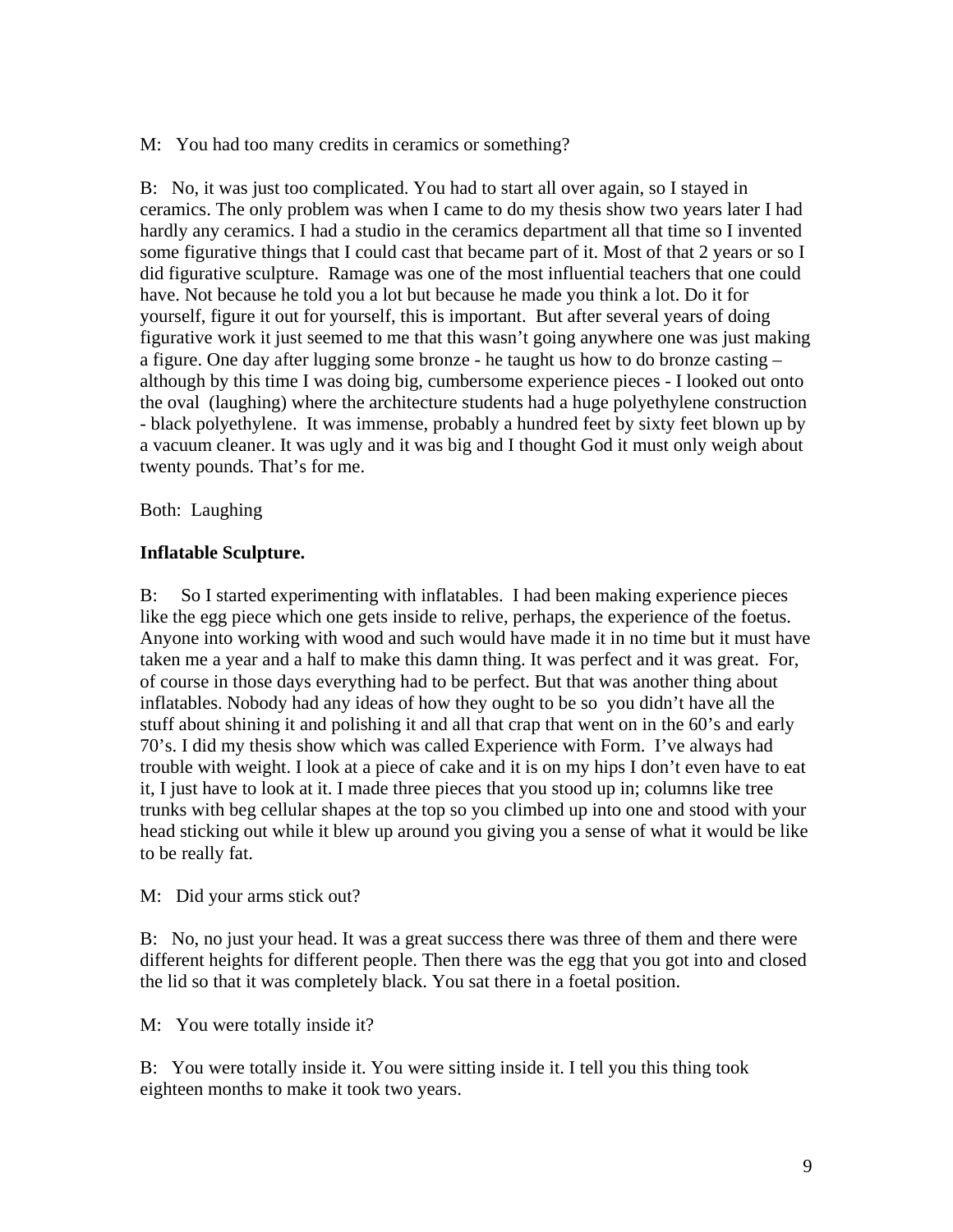M:   You had too many credits in ceramics or something?

B:   No, it was just too complicated. You had to start all over again, so I stayed in ceramics. The only problem was when I came to do my thesis show two years later I had hardly any ceramics. I had a studio in the ceramics department all that time so I invented some figurative things that I could cast that became part of it. Most of that 2 years or so I did figurative sculpture.  Ramage was one of the most influential teachers that one could have. Not because he told you a lot but because he made you think a lot. Do it for yourself, figure it out for yourself, this is important.  But after several years of doing figurative work it just seemed to me that this wasn't going anywhere one was just making a figure. One day after lugging some bronze - he taught us how to do bronze casting – although by this time I was doing big, cumbersome experience pieces - I looked out onto the oval  (laughing) where the architecture students had a huge polyethylene construction - black polyethylene.  It was immense, probably a hundred feet by sixty feet blown up by a vacuum cleaner. It was ugly and it was big and I thought God it must only weigh about twenty pounds. That's for me.

Both:  Laughing

**Inflatable Sculpture.**

B:     So I started experimenting with inflatables.  I had been making experience pieces like the egg piece which one gets inside to relive, perhaps, the experience of the foetus. Anyone into working with wood and such would have made it in no time but it must have taken me a year and a half to make this damn thing. It was perfect and it was great.  For, of course in those days everything had to be perfect. But that was another thing about inflatables. Nobody had any ideas of how they ought to be so  you didn't have all the stuff about shining it and polishing it and all that crap that went on in the 60's and early 70's. I did my thesis show which was called Experience with Form.  I've always had trouble with weight. I look at a piece of cake and it is on my hips I don't even have to eat it, I just have to look at it. I made three pieces that you stood up in; columns like tree trunks with beg cellular shapes at the top so you climbed up into one and stood with your head sticking out while it blew up around you giving you a sense of what it would be like to be really fat.

M:   Did your arms stick out?

B:   No, no just your head. It was a great success there was three of them and there were different heights for different people. Then there was the egg that you got into and closed the lid so that it was completely black. You sat there in a foetal position.

M:   You were totally inside it?

B:   You were totally inside it. You were sitting inside it. I tell you this thing took eighteen months to make it took two years.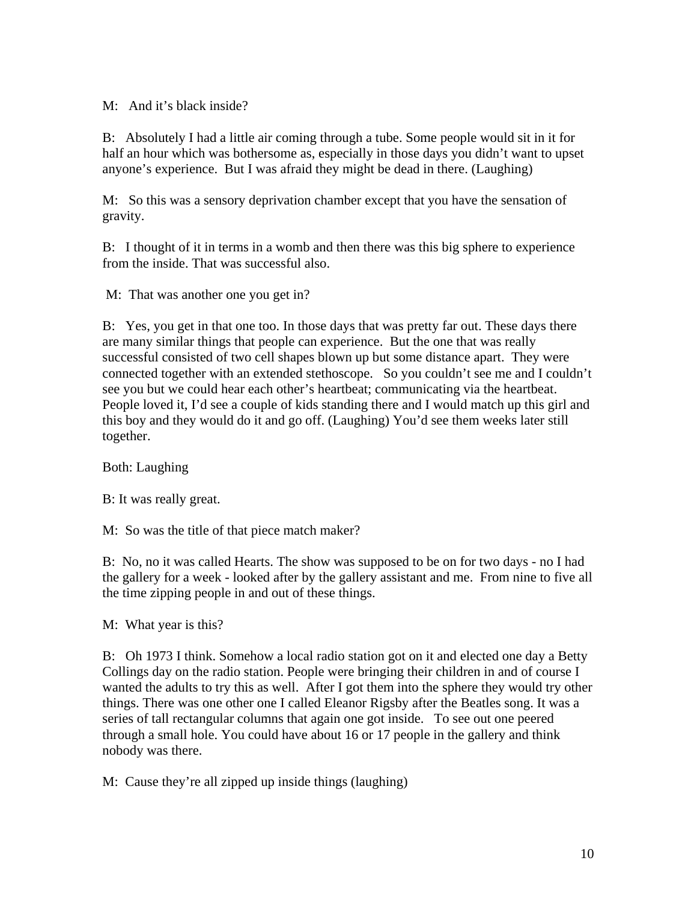M: And it's black inside?

B: Absolutely I had a little air coming through a tube. Some people would sit in it for half an hour which was bothersome as, especially in those days you didn't want to upset anyone's experience. But I was afraid they might be dead in there. (Laughing)

M: So this was a sensory deprivation chamber except that you have the sensation of gravity.

B: I thought of it in terms in a womb and then there was this big sphere to experience from the inside. That was successful also.

M: That was another one you get in?

B: Yes, you get in that one too. In those days that was pretty far out. These days there are many similar things that people can experience. But the one that was really successful consisted of two cell shapes blown up but some distance apart. They were connected together with an extended stethoscope. So you couldn't see me and I couldn't see you but we could hear each other's heartbeat; communicating via the heartbeat. People loved it, I'd see a couple of kids standing there and I would match up this girl and this boy and they would do it and go off. (Laughing) You'd see them weeks later still together.

Both: Laughing

B: It was really great.

M: So was the title of that piece match maker?

B: No, no it was called Hearts. The show was supposed to be on for two days - no I had the gallery for a week - looked after by the gallery assistant and me. From nine to five all the time zipping people in and out of these things.

M: What year is this?

B: Oh 1973 I think. Somehow a local radio station got on it and elected one day a Betty Collings day on the radio station. People were bringing their children in and of course I wanted the adults to try this as well. After I got them into the sphere they would try other things. There was one other one I called Eleanor Rigsby after the Beatles song. It was a series of tall rectangular columns that again one got inside. To see out one peered through a small hole. You could have about 16 or 17 people in the gallery and think nobody was there.

M: Cause they're all zipped up inside things (laughing)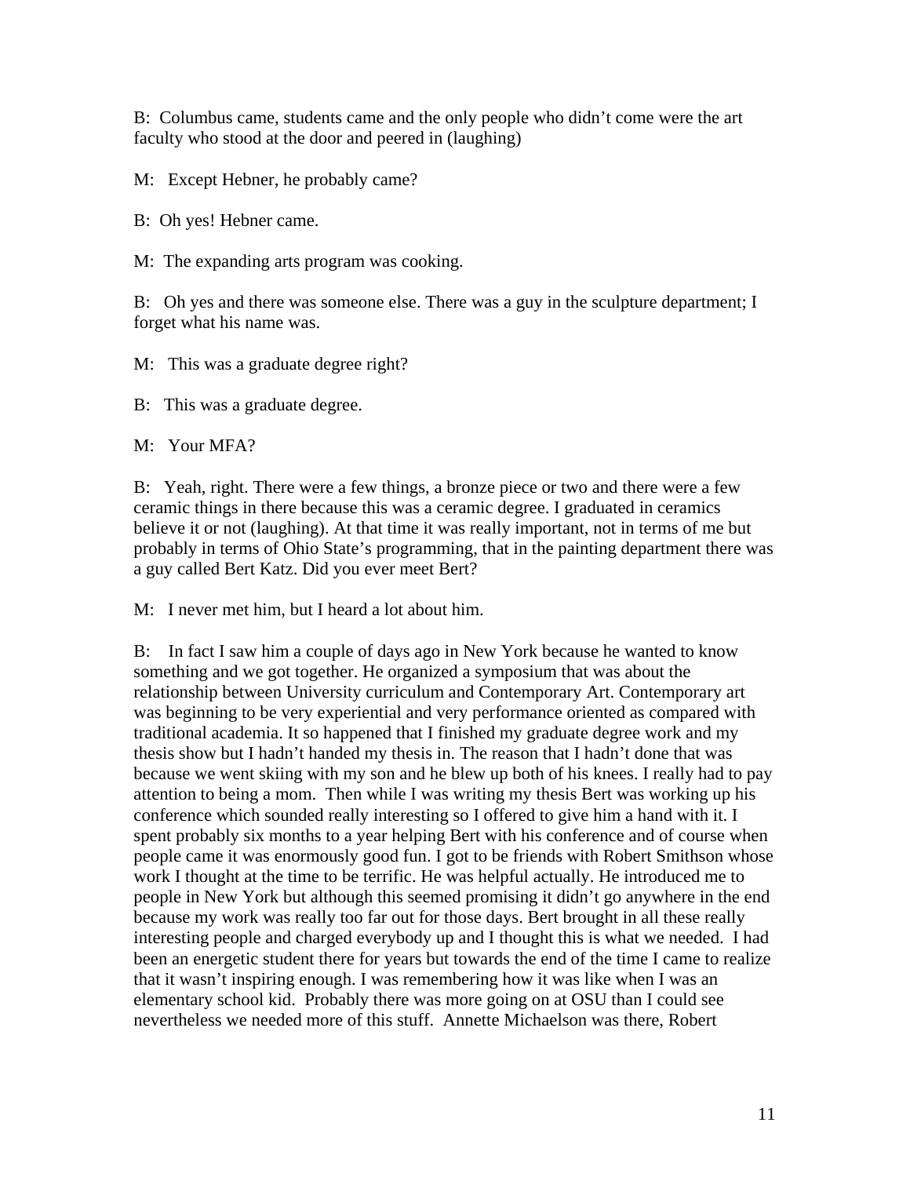B: Columbus came, students came and the only people who didn't come were the art faculty who stood at the door and peered in (laughing)

M: Except Hebner, he probably came?

B: Oh yes! Hebner came.

M: The expanding arts program was cooking.

B: Oh yes and there was someone else. There was a guy in the sculpture department; I forget what his name was.

M: This was a graduate degree right?

B: This was a graduate degree.

M: Your MFA?

B: Yeah, right. There were a few things, a bronze piece or two and there were a few ceramic things in there because this was a ceramic degree. I graduated in ceramics believe it or not (laughing). At that time it was really important, not in terms of me but probably in terms of Ohio State's programming, that in the painting department there was a guy called Bert Katz. Did you ever meet Bert?

M: I never met him, but I heard a lot about him.

B: In fact I saw him a couple of days ago in New York because he wanted to know something and we got together. He organized a symposium that was about the relationship between University curriculum and Contemporary Art. Contemporary art was beginning to be very experiential and very performance oriented as compared with traditional academia. It so happened that I finished my graduate degree work and my thesis show but I hadn't handed my thesis in. The reason that I hadn't done that was because we went skiing with my son and he blew up both of his knees. I really had to pay attention to being a mom. Then while I was writing my thesis Bert was working up his conference which sounded really interesting so I offered to give him a hand with it. I spent probably six months to a year helping Bert with his conference and of course when people came it was enormously good fun. I got to be friends with Robert Smithson whose work I thought at the time to be terrific. He was helpful actually. He introduced me to people in New York but although this seemed promising it didn't go anywhere in the end because my work was really too far out for those days. Bert brought in all these really interesting people and charged everybody up and I thought this is what we needed. I had been an energetic student there for years but towards the end of the time I came to realize that it wasn't inspiring enough. I was remembering how it was like when I was an elementary school kid. Probably there was more going on at OSU than I could see nevertheless we needed more of this stuff. Annette Michaelson was there, Robert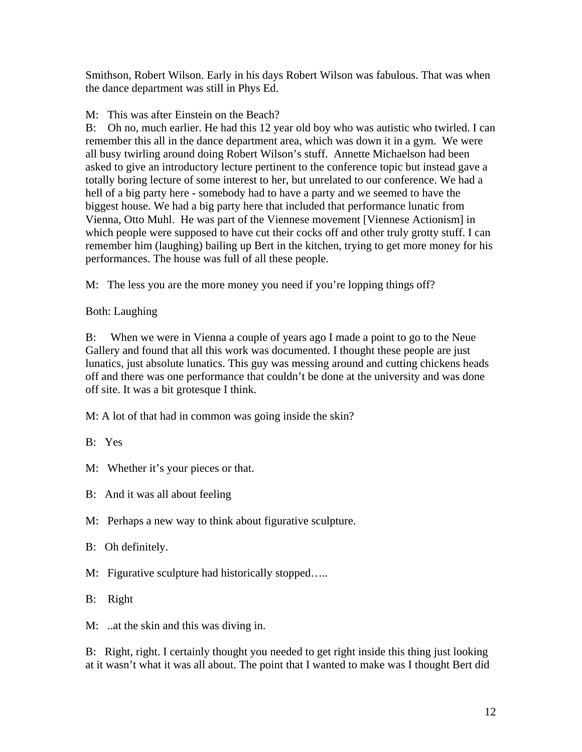Smithson, Robert Wilson. Early in his days Robert Wilson was fabulous. That was when the dance department was still in Phys Ed.

M: This was after Einstein on the Beach?

B: Oh no, much earlier. He had this 12 year old boy who was autistic who twirled. I can remember this all in the dance department area, which was down it in a gym. We were all busy twirling around doing Robert Wilson's stuff. Annette Michaelson had been asked to give an introductory lecture pertinent to the conference topic but instead gave a totally boring lecture of some interest to her, but unrelated to our conference. We had a hell of a big party here - somebody had to have a party and we seemed to have the biggest house. We had a big party here that included that performance lunatic from Vienna, Otto Muhl. He was part of the Viennese movement [Viennese Actionism] in which people were supposed to have cut their cocks off and other truly grotty stuff. I can remember him (laughing) bailing up Bert in the kitchen, trying to get more money for his performances. The house was full of all these people.

M: The less you are the more money you need if you're lopping things off?

Both: Laughing

B: When we were in Vienna a couple of years ago I made a point to go to the Neue Gallery and found that all this work was documented. I thought these people are just lunatics, just absolute lunatics. This guy was messing around and cutting chickens heads off and there was one performance that couldn't be done at the university and was done off site. It was a bit grotesque I think.

M: A lot of that had in common was going inside the skin?

B: Yes

M: Whether it's your pieces or that.

B: And it was all about feeling

M: Perhaps a new way to think about figurative sculpture.

B: Oh definitely.

M: Figurative sculpture had historically stopped…..

B: Right

M: ..at the skin and this was diving in.

B: Right, right. I certainly thought you needed to get right inside this thing just looking at it wasn't what it was all about. The point that I wanted to make was I thought Bert did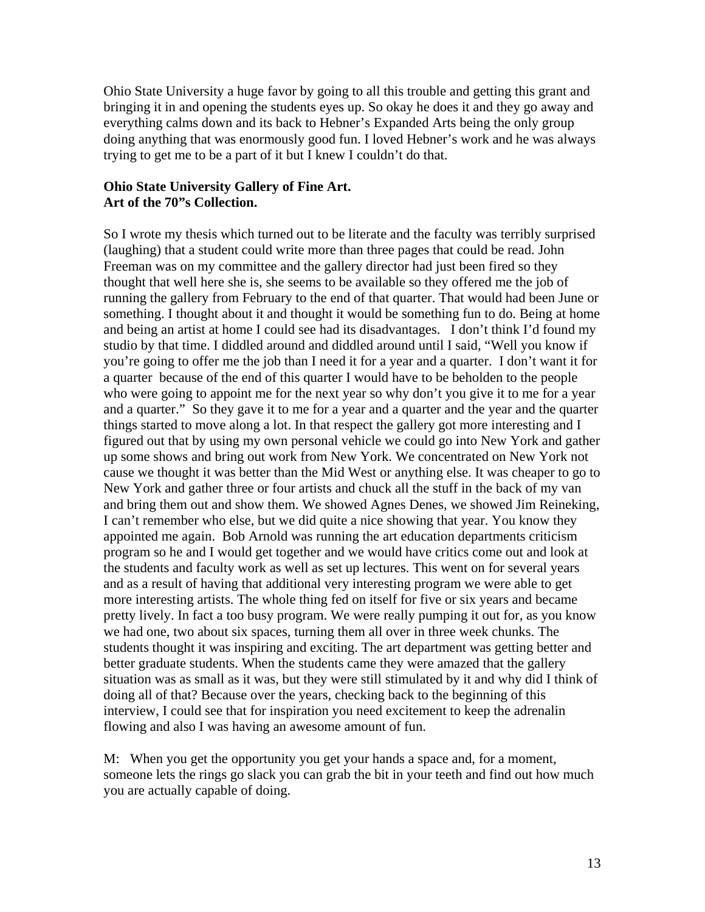Ohio State University a huge favor by going to all this trouble and getting this grant and bringing it in and opening the students eyes up. So okay he does it and they go away and everything calms down and its back to Hebner's Expanded Arts being the only group doing anything that was enormously good fun. I loved Hebner's work and he was always trying to get me to be a part of it but I knew I couldn't do that.

**Ohio State University Gallery of Fine Art.**
**Art of the 70"s Collection.**

So I wrote my thesis which turned out to be literate and the faculty was terribly surprised (laughing) that a student could write more than three pages that could be read. John Freeman was on my committee and the gallery director had just been fired so they thought that well here she is, she seems to be available so they offered me the job of running the gallery from February to the end of that quarter. That would had been June or something. I thought about it and thought it would be something fun to do. Being at home and being an artist at home I could see had its disadvantages. I don't think I'd found my studio by that time. I diddled around and diddled around until I said, "Well you know if you're going to offer me the job than I need it for a year and a quarter. I don't want it for a quarter because of the end of this quarter I would have to be beholden to the people who were going to appoint me for the next year so why don't you give it to me for a year and a quarter." So they gave it to me for a year and a quarter and the year and the quarter things started to move along a lot. In that respect the gallery got more interesting and I figured out that by using my own personal vehicle we could go into New York and gather up some shows and bring out work from New York. We concentrated on New York not cause we thought it was better than the Mid West or anything else. It was cheaper to go to New York and gather three or four artists and chuck all the stuff in the back of my van and bring them out and show them. We showed Agnes Denes, we showed Jim Reineking, I can't remember who else, but we did quite a nice showing that year. You know they appointed me again. Bob Arnold was running the art education departments criticism program so he and I would get together and we would have critics come out and look at the students and faculty work as well as set up lectures. This went on for several years and as a result of having that additional very interesting program we were able to get more interesting artists. The whole thing fed on itself for five or six years and became pretty lively. In fact a too busy program. We were really pumping it out for, as you know we had one, two about six spaces, turning them all over in three week chunks. The students thought it was inspiring and exciting. The art department was getting better and better graduate students. When the students came they were amazed that the gallery situation was as small as it was, but they were still stimulated by it and why did I think of doing all of that? Because over the years, checking back to the beginning of this interview, I could see that for inspiration you need excitement to keep the adrenalin flowing and also I was having an awesome amount of fun.

M: When you get the opportunity you get your hands a space and, for a moment, someone lets the rings go slack you can grab the bit in your teeth and find out how much you are actually capable of doing.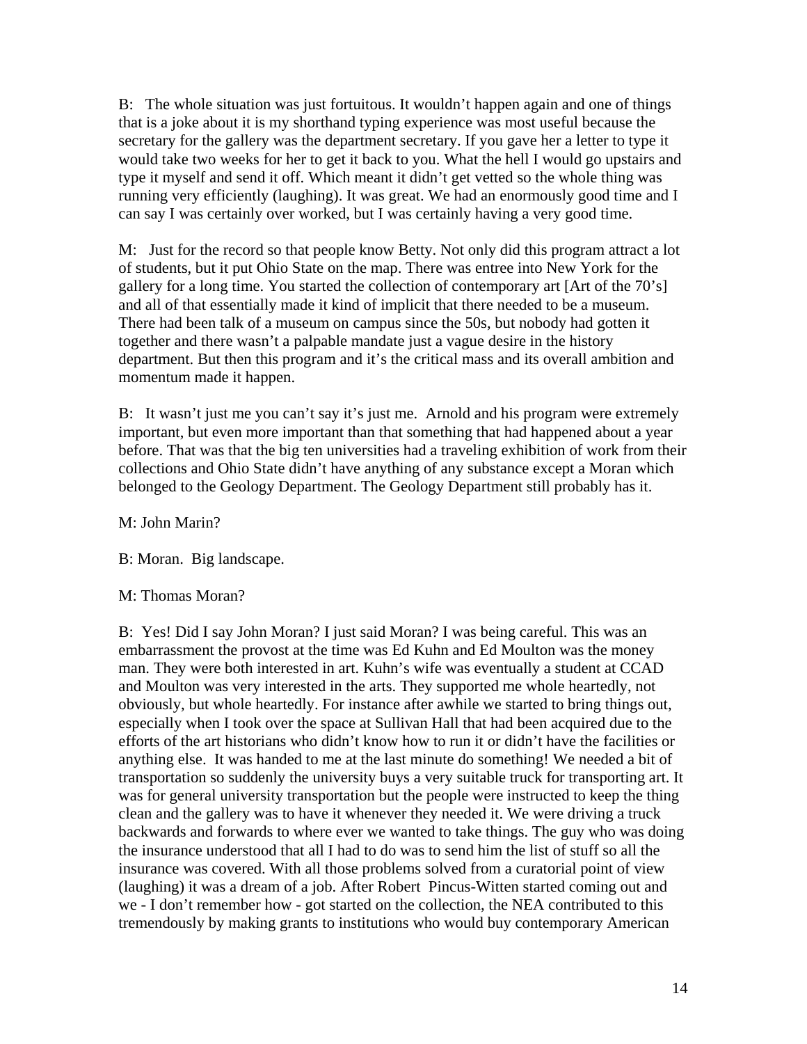B: The whole situation was just fortuitous. It wouldn't happen again and one of things that is a joke about it is my shorthand typing experience was most useful because the secretary for the gallery was the department secretary. If you gave her a letter to type it would take two weeks for her to get it back to you. What the hell I would go upstairs and type it myself and send it off. Which meant it didn't get vetted so the whole thing was running very efficiently (laughing). It was great. We had an enormously good time and I can say I was certainly over worked, but I was certainly having a very good time.

M: Just for the record so that people know Betty. Not only did this program attract a lot of students, but it put Ohio State on the map. There was entree into New York for the gallery for a long time. You started the collection of contemporary art [Art of the 70's] and all of that essentially made it kind of implicit that there needed to be a museum. There had been talk of a museum on campus since the 50s, but nobody had gotten it together and there wasn't a palpable mandate just a vague desire in the history department. But then this program and it's the critical mass and its overall ambition and momentum made it happen.

B: It wasn't just me you can't say it's just me. Arnold and his program were extremely important, but even more important than that something that had happened about a year before. That was that the big ten universities had a traveling exhibition of work from their collections and Ohio State didn't have anything of any substance except a Moran which belonged to the Geology Department. The Geology Department still probably has it.

M: John Marin?

B: Moran. Big landscape.

M: Thomas Moran?

B: Yes! Did I say John Moran? I just said Moran? I was being careful. This was an embarrassment the provost at the time was Ed Kuhn and Ed Moulton was the money man. They were both interested in art. Kuhn's wife was eventually a student at CCAD and Moulton was very interested in the arts. They supported me whole heartedly, not obviously, but whole heartedly. For instance after awhile we started to bring things out, especially when I took over the space at Sullivan Hall that had been acquired due to the efforts of the art historians who didn't know how to run it or didn't have the facilities or anything else. It was handed to me at the last minute do something! We needed a bit of transportation so suddenly the university buys a very suitable truck for transporting art. It was for general university transportation but the people were instructed to keep the thing clean and the gallery was to have it whenever they needed it. We were driving a truck backwards and forwards to where ever we wanted to take things. The guy who was doing the insurance understood that all I had to do was to send him the list of stuff so all the insurance was covered. With all those problems solved from a curatorial point of view (laughing) it was a dream of a job. After Robert Pincus-Witten started coming out and we - I don't remember how - got started on the collection, the NEA contributed to this tremendously by making grants to institutions who would buy contemporary American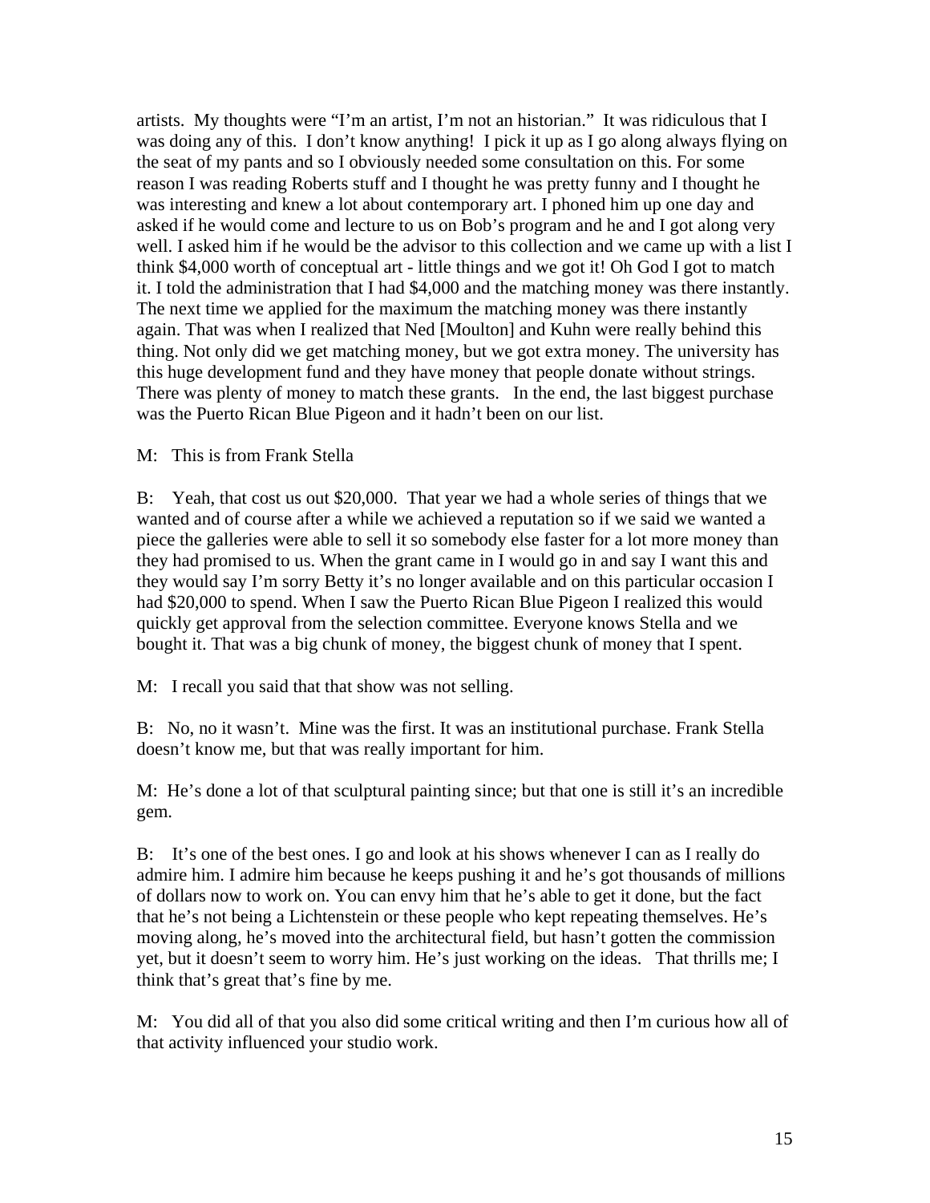artists. My thoughts were "I'm an artist, I'm not an historian." It was ridiculous that I was doing any of this. I don't know anything! I pick it up as I go along always flying on the seat of my pants and so I obviously needed some consultation on this. For some reason I was reading Roberts stuff and I thought he was pretty funny and I thought he was interesting and knew a lot about contemporary art. I phoned him up one day and asked if he would come and lecture to us on Bob's program and he and I got along very well. I asked him if he would be the advisor to this collection and we came up with a list I think $4,000 worth of conceptual art - little things and we got it! Oh God I got to match it. I told the administration that I had $4,000 and the matching money was there instantly. The next time we applied for the maximum the matching money was there instantly again. That was when I realized that Ned [Moulton] and Kuhn were really behind this thing. Not only did we get matching money, but we got extra money. The university has this huge development fund and they have money that people donate without strings. There was plenty of money to match these grants. In the end, the last biggest purchase was the Puerto Rican Blue Pigeon and it hadn't been on our list.

M: This is from Frank Stella

B: Yeah, that cost us out $20,000. That year we had a whole series of things that we wanted and of course after a while we achieved a reputation so if we said we wanted a piece the galleries were able to sell it so somebody else faster for a lot more money than they had promised to us. When the grant came in I would go in and say I want this and they would say I'm sorry Betty it's no longer available and on this particular occasion I had $20,000 to spend. When I saw the Puerto Rican Blue Pigeon I realized this would quickly get approval from the selection committee. Everyone knows Stella and we bought it. That was a big chunk of money, the biggest chunk of money that I spent.

M: I recall you said that that show was not selling.

B: No, no it wasn't. Mine was the first. It was an institutional purchase. Frank Stella doesn't know me, but that was really important for him.

M: He's done a lot of that sculptural painting since; but that one is still it's an incredible gem.

B: It's one of the best ones. I go and look at his shows whenever I can as I really do admire him. I admire him because he keeps pushing it and he's got thousands of millions of dollars now to work on. You can envy him that he's able to get it done, but the fact that he's not being a Lichtenstein or these people who kept repeating themselves. He's moving along, he's moved into the architectural field, but hasn't gotten the commission yet, but it doesn't seem to worry him. He's just working on the ideas. That thrills me; I think that's great that's fine by me.

M: You did all of that you also did some critical writing and then I'm curious how all of that activity influenced your studio work.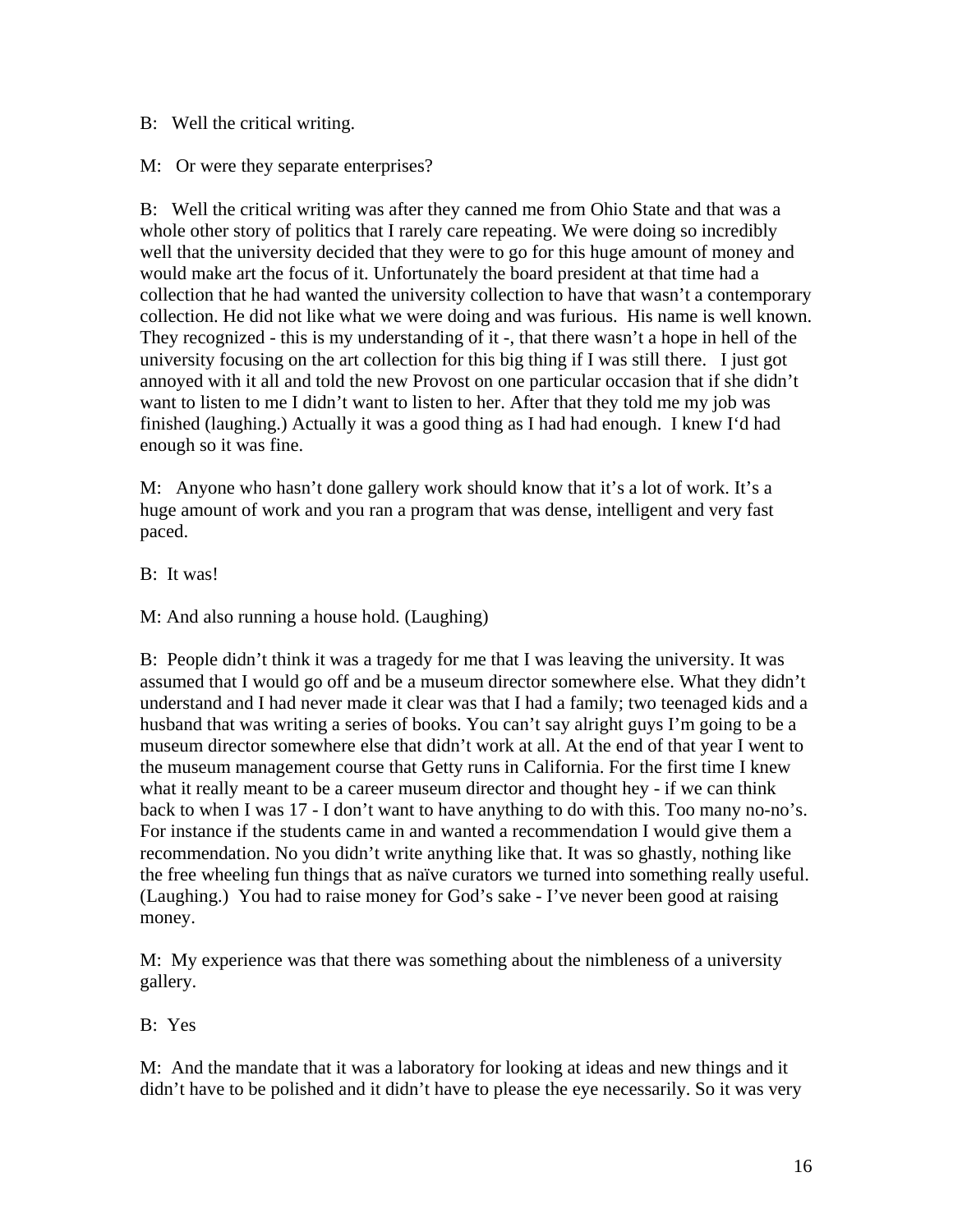B: Well the critical writing.

M: Or were they separate enterprises?

B: Well the critical writing was after they canned me from Ohio State and that was a whole other story of politics that I rarely care repeating. We were doing so incredibly well that the university decided that they were to go for this huge amount of money and would make art the focus of it. Unfortunately the board president at that time had a collection that he had wanted the university collection to have that wasn't a contemporary collection. He did not like what we were doing and was furious. His name is well known. They recognized - this is my understanding of it -, that there wasn't a hope in hell of the university focusing on the art collection for this big thing if I was still there. I just got annoyed with it all and told the new Provost on one particular occasion that if she didn't want to listen to me I didn't want to listen to her. After that they told me my job was finished (laughing.) Actually it was a good thing as I had had enough. I knew I'd had enough so it was fine.

M: Anyone who hasn't done gallery work should know that it's a lot of work. It's a huge amount of work and you ran a program that was dense, intelligent and very fast paced.

B: It was!

M: And also running a house hold. (Laughing)

B: People didn't think it was a tragedy for me that I was leaving the university. It was assumed that I would go off and be a museum director somewhere else. What they didn't understand and I had never made it clear was that I had a family; two teenaged kids and a husband that was writing a series of books. You can't say alright guys I'm going to be a museum director somewhere else that didn't work at all. At the end of that year I went to the museum management course that Getty runs in California. For the first time I knew what it really meant to be a career museum director and thought hey - if we can think back to when I was 17 - I don't want to have anything to do with this. Too many no-no's. For instance if the students came in and wanted a recommendation I would give them a recommendation. No you didn't write anything like that. It was so ghastly, nothing like the free wheeling fun things that as naïve curators we turned into something really useful. (Laughing.) You had to raise money for God's sake - I've never been good at raising money.

M: My experience was that there was something about the nimbleness of a university gallery.

B: Yes

M: And the mandate that it was a laboratory for looking at ideas and new things and it didn't have to be polished and it didn't have to please the eye necessarily. So it was very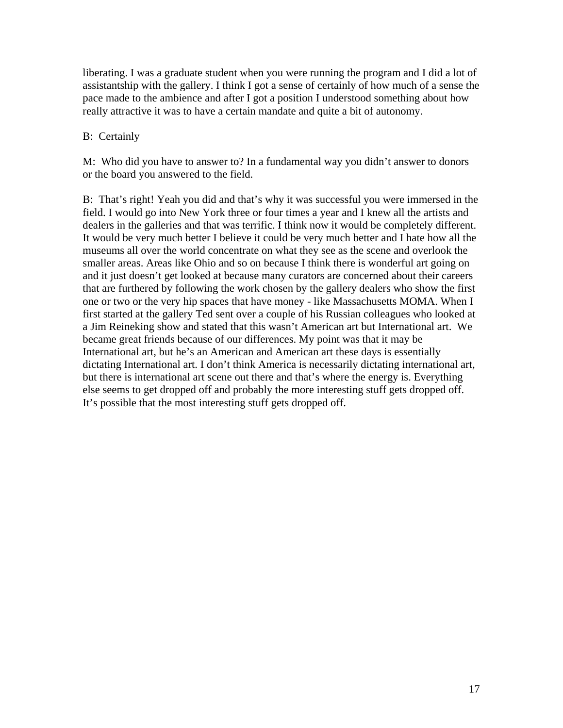liberating. I was a graduate student when you were running the program and I did a lot of assistantship with the gallery. I think I got a sense of certainly of how much of a sense the pace made to the ambience and after I got a position I understood something about how really attractive it was to have a certain mandate and quite a bit of autonomy.

B: Certainly

M: Who did you have to answer to? In a fundamental way you didn't answer to donors or the board you answered to the field.

B: That's right! Yeah you did and that's why it was successful you were immersed in the field. I would go into New York three or four times a year and I knew all the artists and dealers in the galleries and that was terrific. I think now it would be completely different. It would be very much better I believe it could be very much better and I hate how all the museums all over the world concentrate on what they see as the scene and overlook the smaller areas. Areas like Ohio and so on because I think there is wonderful art going on and it just doesn't get looked at because many curators are concerned about their careers that are furthered by following the work chosen by the gallery dealers who show the first one or two or the very hip spaces that have money - like Massachusetts MOMA. When I first started at the gallery Ted sent over a couple of his Russian colleagues who looked at a Jim Reineking show and stated that this wasn't American art but International art. We became great friends because of our differences. My point was that it may be International art, but he's an American and American art these days is essentially dictating International art. I don't think America is necessarily dictating international art, but there is international art scene out there and that's where the energy is. Everything else seems to get dropped off and probably the more interesting stuff gets dropped off. It's possible that the most interesting stuff gets dropped off.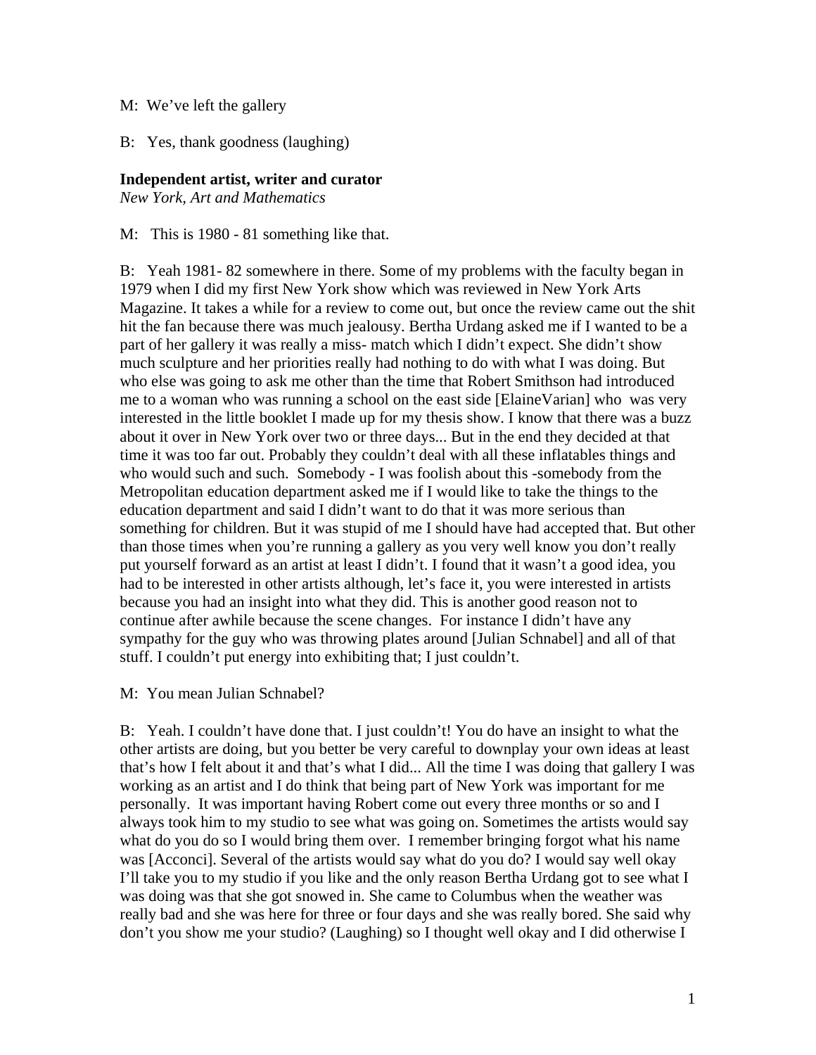M: We've left the gallery

B: Yes, thank goodness (laughing)

**Independent artist, writer and curator**
*New York, Art and Mathematics*

M: This is 1980 - 81 something like that.

B: Yeah 1981- 82 somewhere in there. Some of my problems with the faculty began in 1979 when I did my first New York show which was reviewed in New York Arts Magazine. It takes a while for a review to come out, but once the review came out the shit hit the fan because there was much jealousy. Bertha Urdang asked me if I wanted to be a part of her gallery it was really a miss- match which I didn't expect. She didn't show much sculpture and her priorities really had nothing to do with what I was doing. But who else was going to ask me other than the time that Robert Smithson had introduced me to a woman who was running a school on the east side [ElaineVarian] who was very interested in the little booklet I made up for my thesis show. I know that there was a buzz about it over in New York over two or three days... But in the end they decided at that time it was too far out. Probably they couldn't deal with all these inflatables things and who would such and such. Somebody - I was foolish about this -somebody from the Metropolitan education department asked me if I would like to take the things to the education department and said I didn't want to do that it was more serious than something for children. But it was stupid of me I should have had accepted that. But other than those times when you're running a gallery as you very well know you don't really put yourself forward as an artist at least I didn't. I found that it wasn't a good idea, you had to be interested in other artists although, let's face it, you were interested in artists because you had an insight into what they did. This is another good reason not to continue after awhile because the scene changes. For instance I didn't have any sympathy for the guy who was throwing plates around [Julian Schnabel] and all of that stuff. I couldn't put energy into exhibiting that; I just couldn't.

M: You mean Julian Schnabel?

B: Yeah. I couldn't have done that. I just couldn't! You do have an insight to what the other artists are doing, but you better be very careful to downplay your own ideas at least that's how I felt about it and that's what I did... All the time I was doing that gallery I was working as an artist and I do think that being part of New York was important for me personally. It was important having Robert come out every three months or so and I always took him to my studio to see what was going on. Sometimes the artists would say what do you do so I would bring them over. I remember bringing forgot what his name was [Acconci]. Several of the artists would say what do you do? I would say well okay I'll take you to my studio if you like and the only reason Bertha Urdang got to see what I was doing was that she got snowed in. She came to Columbus when the weather was really bad and she was here for three or four days and she was really bored. She said why don't you show me your studio? (Laughing) so I thought well okay and I did otherwise I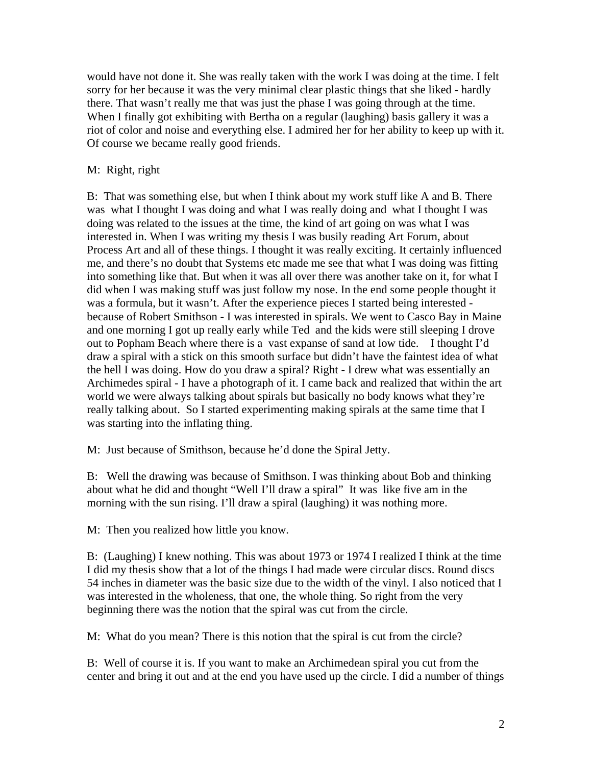would have not done it. She was really taken with the work I was doing at the time. I felt sorry for her because it was the very minimal clear plastic things that she liked - hardly there. That wasn't really me that was just the phase I was going through at the time. When I finally got exhibiting with Bertha on a regular (laughing) basis gallery it was a riot of color and noise and everything else. I admired her for her ability to keep up with it. Of course we became really good friends.

M: Right, right

B: That was something else, but when I think about my work stuff like A and B. There was what I thought I was doing and what I was really doing and what I thought I was doing was related to the issues at the time, the kind of art going on was what I was interested in. When I was writing my thesis I was busily reading Art Forum, about Process Art and all of these things. I thought it was really exciting. It certainly influenced me, and there's no doubt that Systems etc made me see that what I was doing was fitting into something like that. But when it was all over there was another take on it, for what I did when I was making stuff was just follow my nose. In the end some people thought it was a formula, but it wasn't. After the experience pieces I started being interested - because of Robert Smithson - I was interested in spirals. We went to Casco Bay in Maine and one morning I got up really early while Ted and the kids were still sleeping I drove out to Popham Beach where there is a vast expanse of sand at low tide. I thought I'd draw a spiral with a stick on this smooth surface but didn't have the faintest idea of what the hell I was doing. How do you draw a spiral? Right - I drew what was essentially an Archimedes spiral - I have a photograph of it. I came back and realized that within the art world we were always talking about spirals but basically no body knows what they're really talking about. So I started experimenting making spirals at the same time that I was starting into the inflating thing.

M: Just because of Smithson, because he'd done the Spiral Jetty.

B: Well the drawing was because of Smithson. I was thinking about Bob and thinking about what he did and thought "Well I'll draw a spiral" It was like five am in the morning with the sun rising. I'll draw a spiral (laughing) it was nothing more.

M: Then you realized how little you know.

B: (Laughing) I knew nothing. This was about 1973 or 1974 I realized I think at the time I did my thesis show that a lot of the things I had made were circular discs. Round discs 54 inches in diameter was the basic size due to the width of the vinyl. I also noticed that I was interested in the wholeness, that one, the whole thing. So right from the very beginning there was the notion that the spiral was cut from the circle.

M: What do you mean? There is this notion that the spiral is cut from the circle?

B: Well of course it is. If you want to make an Archimedean spiral you cut from the center and bring it out and at the end you have used up the circle. I did a number of things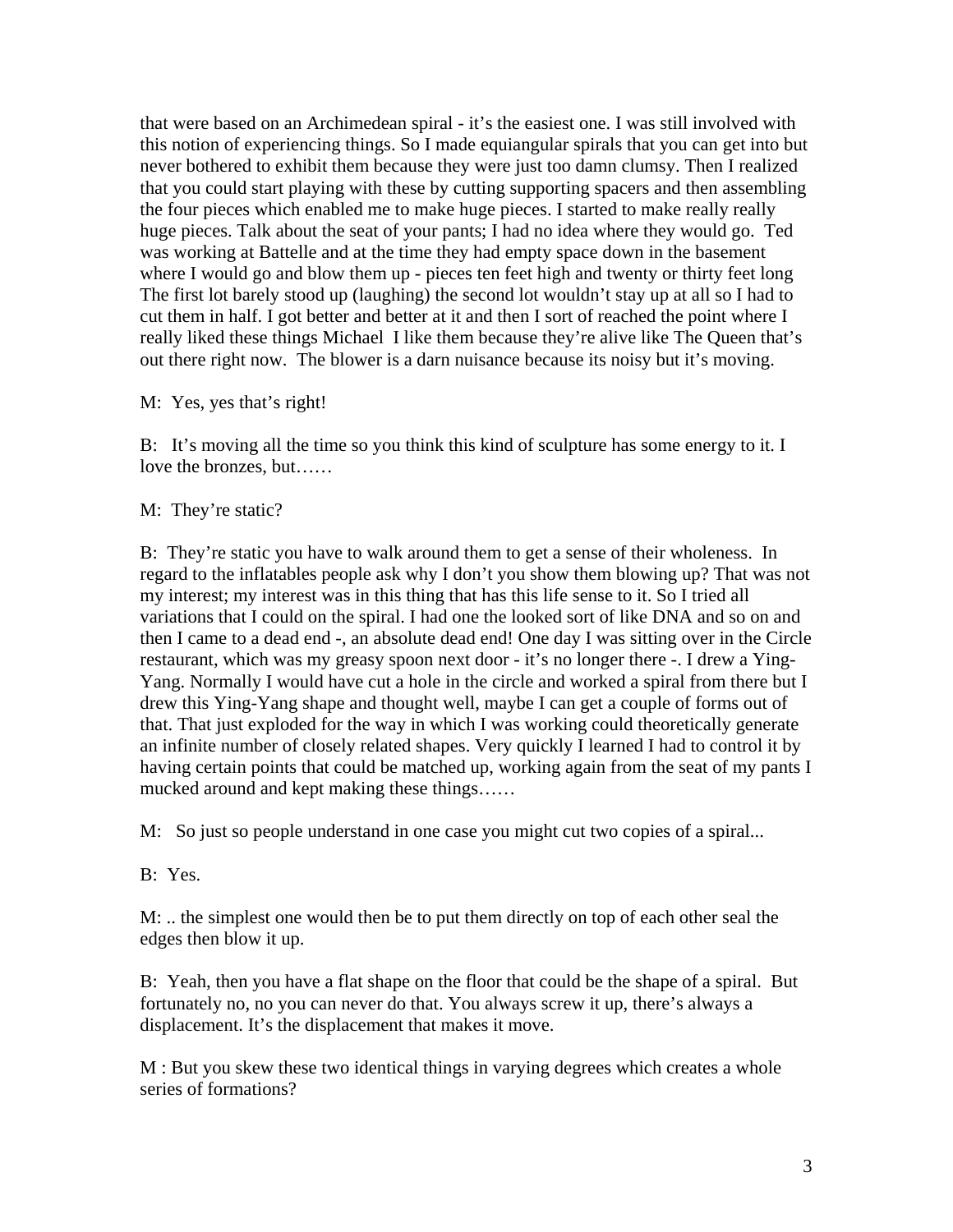that were based on an Archimedean spiral - it's the easiest one. I was still involved with this notion of experiencing things. So I made equiangular spirals that you can get into but never bothered to exhibit them because they were just too damn clumsy. Then I realized that you could start playing with these by cutting supporting spacers and then assembling the four pieces which enabled me to make huge pieces. I started to make really really huge pieces. Talk about the seat of your pants; I had no idea where they would go. Ted was working at Battelle and at the time they had empty space down in the basement where I would go and blow them up - pieces ten feet high and twenty or thirty feet long The first lot barely stood up (laughing) the second lot wouldn't stay up at all so I had to cut them in half. I got better and better at it and then I sort of reached the point where I really liked these things Michael I like them because they're alive like The Queen that's out there right now. The blower is a darn nuisance because its noisy but it's moving.

M: Yes, yes that's right!

B: It's moving all the time so you think this kind of sculpture has some energy to it. I love the bronzes, but……

M: They're static?

B: They're static you have to walk around them to get a sense of their wholeness. In regard to the inflatables people ask why I don't you show them blowing up? That was not my interest; my interest was in this thing that has this life sense to it. So I tried all variations that I could on the spiral. I had one the looked sort of like DNA and so on and then I came to a dead end -, an absolute dead end! One day I was sitting over in the Circle restaurant, which was my greasy spoon next door - it's no longer there -. I drew a Ying-Yang. Normally I would have cut a hole in the circle and worked a spiral from there but I drew this Ying-Yang shape and thought well, maybe I can get a couple of forms out of that. That just exploded for the way in which I was working could theoretically generate an infinite number of closely related shapes. Very quickly I learned I had to control it by having certain points that could be matched up, working again from the seat of my pants I mucked around and kept making these things……

M: So just so people understand in one case you might cut two copies of a spiral...

B: Yes.

M: .. the simplest one would then be to put them directly on top of each other seal the edges then blow it up.

B: Yeah, then you have a flat shape on the floor that could be the shape of a spiral. But fortunately no, no you can never do that. You always screw it up, there's always a displacement. It's the displacement that makes it move.

M : But you skew these two identical things in varying degrees which creates a whole series of formations?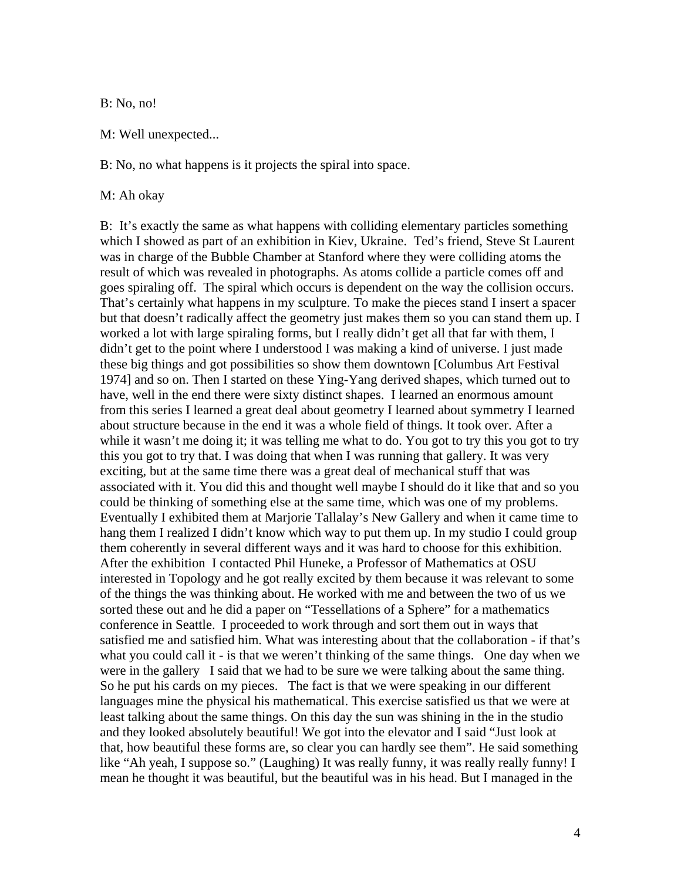B: No, no!

M: Well unexpected...

B: No, no what happens is it projects the spiral into space.

M: Ah okay

B: It's exactly the same as what happens with colliding elementary particles something which I showed as part of an exhibition in Kiev, Ukraine. Ted's friend, Steve St Laurent was in charge of the Bubble Chamber at Stanford where they were colliding atoms the result of which was revealed in photographs. As atoms collide a particle comes off and goes spiraling off. The spiral which occurs is dependent on the way the collision occurs. That's certainly what happens in my sculpture. To make the pieces stand I insert a spacer but that doesn't radically affect the geometry just makes them so you can stand them up. I worked a lot with large spiraling forms, but I really didn't get all that far with them, I didn't get to the point where I understood I was making a kind of universe. I just made these big things and got possibilities so show them downtown [Columbus Art Festival 1974] and so on. Then I started on these Ying-Yang derived shapes, which turned out to have, well in the end there were sixty distinct shapes. I learned an enormous amount from this series I learned a great deal about geometry I learned about symmetry I learned about structure because in the end it was a whole field of things. It took over. After a while it wasn't me doing it; it was telling me what to do. You got to try this you got to try this you got to try that. I was doing that when I was running that gallery. It was very exciting, but at the same time there was a great deal of mechanical stuff that was associated with it. You did this and thought well maybe I should do it like that and so you could be thinking of something else at the same time, which was one of my problems. Eventually I exhibited them at Marjorie Tallalay's New Gallery and when it came time to hang them I realized I didn't know which way to put them up. In my studio I could group them coherently in several different ways and it was hard to choose for this exhibition. After the exhibition I contacted Phil Huneke, a Professor of Mathematics at OSU interested in Topology and he got really excited by them because it was relevant to some of the things the was thinking about. He worked with me and between the two of us we sorted these out and he did a paper on "Tessellations of a Sphere" for a mathematics conference in Seattle. I proceeded to work through and sort them out in ways that satisfied me and satisfied him. What was interesting about that the collaboration - if that's what you could call it - is that we weren't thinking of the same things. One day when we were in the gallery I said that we had to be sure we were talking about the same thing. So he put his cards on my pieces. The fact is that we were speaking in our different languages mine the physical his mathematical. This exercise satisfied us that we were at least talking about the same things. On this day the sun was shining in the in the studio and they looked absolutely beautiful! We got into the elevator and I said "Just look at that, how beautiful these forms are, so clear you can hardly see them". He said something like "Ah yeah, I suppose so." (Laughing) It was really funny, it was really really funny! I mean he thought it was beautiful, but the beautiful was in his head. But I managed in the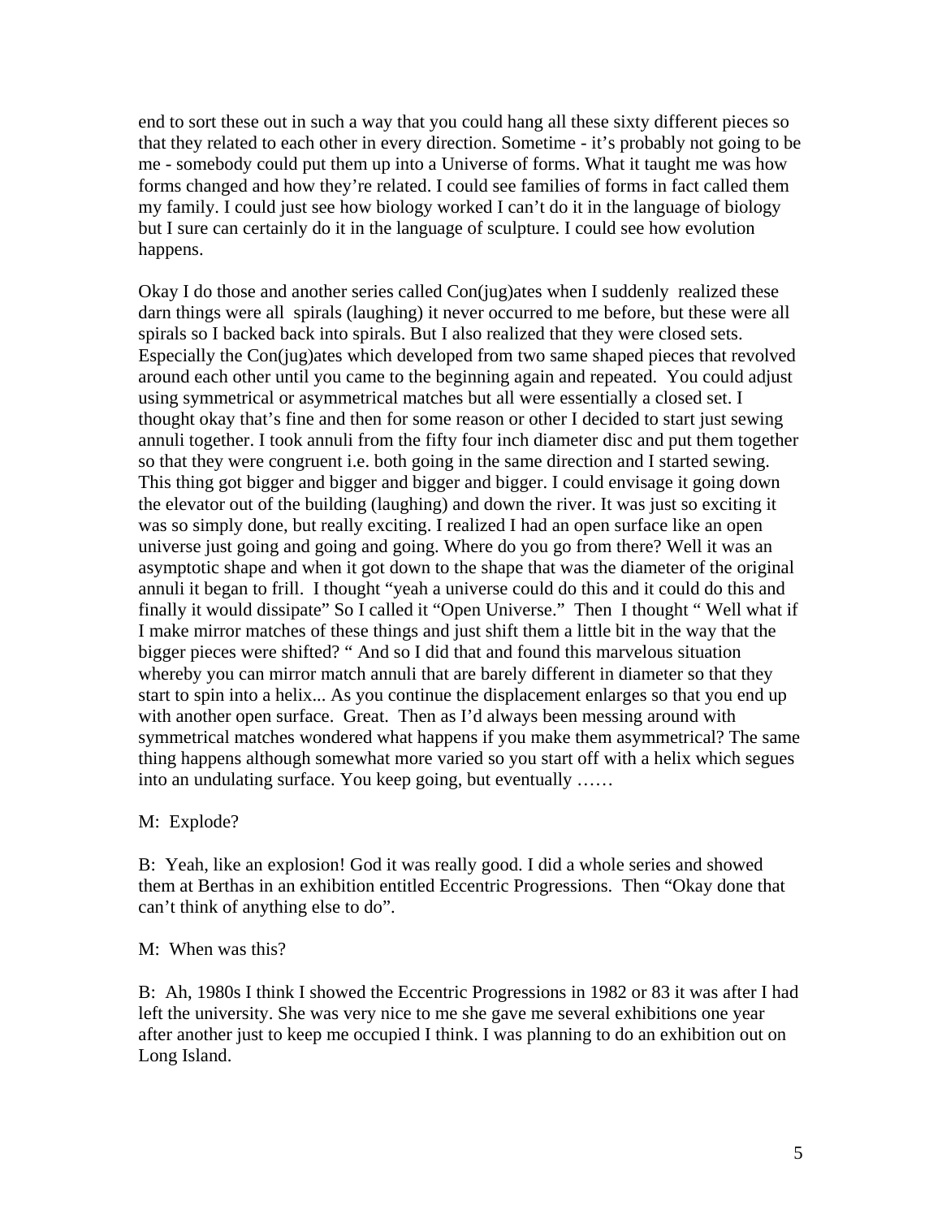end to sort these out in such a way that you could hang all these sixty different pieces so that they related to each other in every direction. Sometime - it's probably not going to be me - somebody could put them up into a Universe of forms. What it taught me was how forms changed and how they're related. I could see families of forms in fact called them my family. I could just see how biology worked I can't do it in the language of biology but I sure can certainly do it in the language of sculpture. I could see how evolution happens.

Okay I do those and another series called Con(jug)ates when I suddenly realized these darn things were all spirals (laughing) it never occurred to me before, but these were all spirals so I backed back into spirals. But I also realized that they were closed sets. Especially the Con(jug)ates which developed from two same shaped pieces that revolved around each other until you came to the beginning again and repeated. You could adjust using symmetrical or asymmetrical matches but all were essentially a closed set. I thought okay that's fine and then for some reason or other I decided to start just sewing annuli together. I took annuli from the fifty four inch diameter disc and put them together so that they were congruent i.e. both going in the same direction and I started sewing. This thing got bigger and bigger and bigger and bigger. I could envisage it going down the elevator out of the building (laughing) and down the river. It was just so exciting it was so simply done, but really exciting. I realized I had an open surface like an open universe just going and going and going. Where do you go from there? Well it was an asymptotic shape and when it got down to the shape that was the diameter of the original annuli it began to frill. I thought "yeah a universe could do this and it could do this and finally it would dissipate" So I called it "Open Universe." Then I thought " Well what if I make mirror matches of these things and just shift them a little bit in the way that the bigger pieces were shifted? " And so I did that and found this marvelous situation whereby you can mirror match annuli that are barely different in diameter so that they start to spin into a helix... As you continue the displacement enlarges so that you end up with another open surface. Great. Then as I'd always been messing around with symmetrical matches wondered what happens if you make them asymmetrical? The same thing happens although somewhat more varied so you start off with a helix which segues into an undulating surface. You keep going, but eventually ……

M: Explode?

B: Yeah, like an explosion! God it was really good. I did a whole series and showed them at Berthas in an exhibition entitled Eccentric Progressions. Then "Okay done that can't think of anything else to do".

M: When was this?

B: Ah, 1980s I think I showed the Eccentric Progressions in 1982 or 83 it was after I had left the university. She was very nice to me she gave me several exhibitions one year after another just to keep me occupied I think. I was planning to do an exhibition out on Long Island.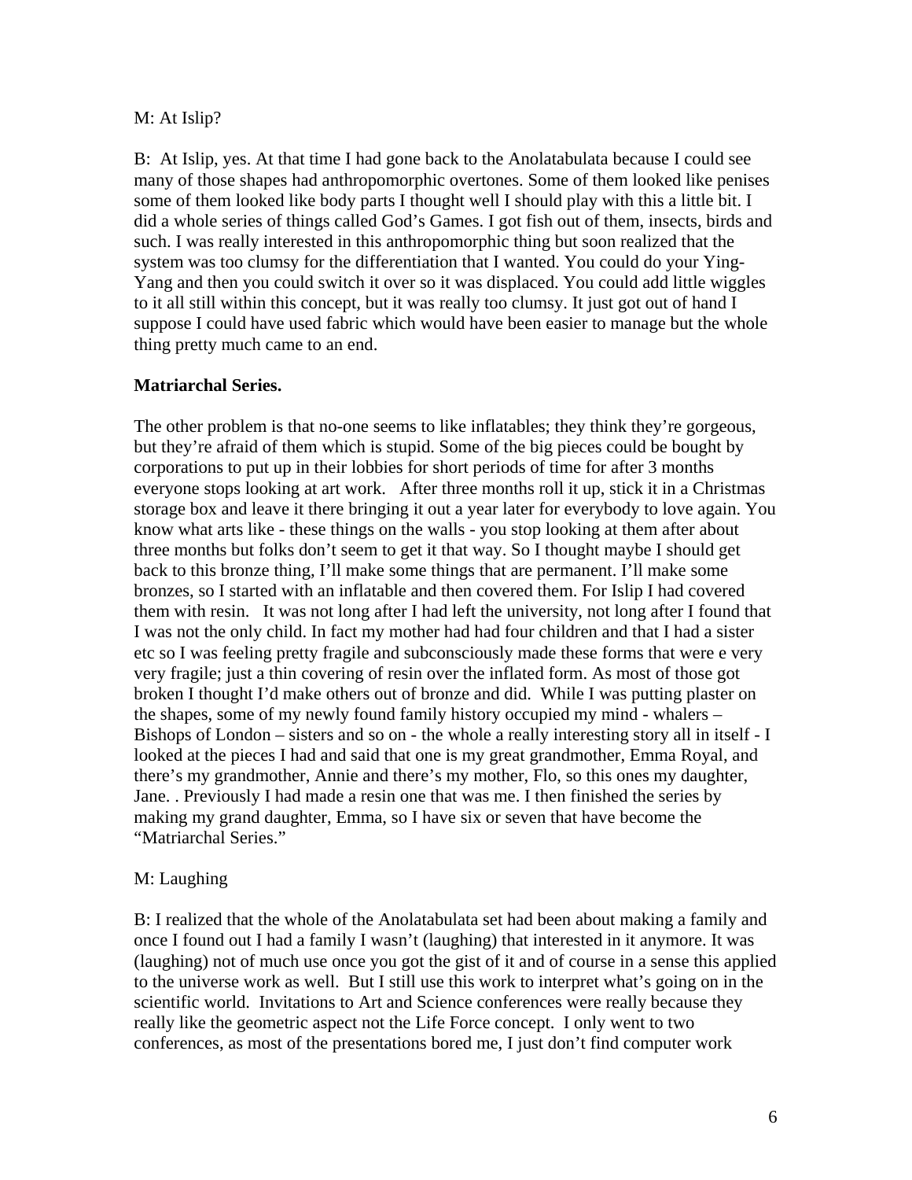M: At Islip?

B: At Islip, yes. At that time I had gone back to the Anolatabulata because I could see many of those shapes had anthropomorphic overtones. Some of them looked like penises some of them looked like body parts I thought well I should play with this a little bit. I did a whole series of things called God's Games. I got fish out of them, insects, birds and such. I was really interested in this anthropomorphic thing but soon realized that the system was too clumsy for the differentiation that I wanted. You could do your Ying-Yang and then you could switch it over so it was displaced. You could add little wiggles to it all still within this concept, but it was really too clumsy. It just got out of hand I suppose I could have used fabric which would have been easier to manage but the whole thing pretty much came to an end.

**Matriarchal Series.**

The other problem is that no-one seems to like inflatables; they think they're gorgeous, but they're afraid of them which is stupid. Some of the big pieces could be bought by corporations to put up in their lobbies for short periods of time for after 3 months everyone stops looking at art work. After three months roll it up, stick it in a Christmas storage box and leave it there bringing it out a year later for everybody to love again. You know what arts like - these things on the walls - you stop looking at them after about three months but folks don't seem to get it that way. So I thought maybe I should get back to this bronze thing, I'll make some things that are permanent. I'll make some bronzes, so I started with an inflatable and then covered them. For Islip I had covered them with resin. It was not long after I had left the university, not long after I found that I was not the only child. In fact my mother had had four children and that I had a sister etc so I was feeling pretty fragile and subconsciously made these forms that were e very very fragile; just a thin covering of resin over the inflated form. As most of those got broken I thought I'd make others out of bronze and did. While I was putting plaster on the shapes, some of my newly found family history occupied my mind - whalers – Bishops of London – sisters and so on - the whole a really interesting story all in itself - I looked at the pieces I had and said that one is my great grandmother, Emma Royal, and there's my grandmother, Annie and there's my mother, Flo, so this ones my daughter, Jane. . Previously I had made a resin one that was me. I then finished the series by making my grand daughter, Emma, so I have six or seven that have become the "Matriarchal Series."

M: Laughing

B: I realized that the whole of the Anolatabulata set had been about making a family and once I found out I had a family I wasn't (laughing) that interested in it anymore. It was (laughing) not of much use once you got the gist of it and of course in a sense this applied to the universe work as well. But I still use this work to interpret what's going on in the scientific world. Invitations to Art and Science conferences were really because they really like the geometric aspect not the Life Force concept. I only went to two conferences, as most of the presentations bored me, I just don't find computer work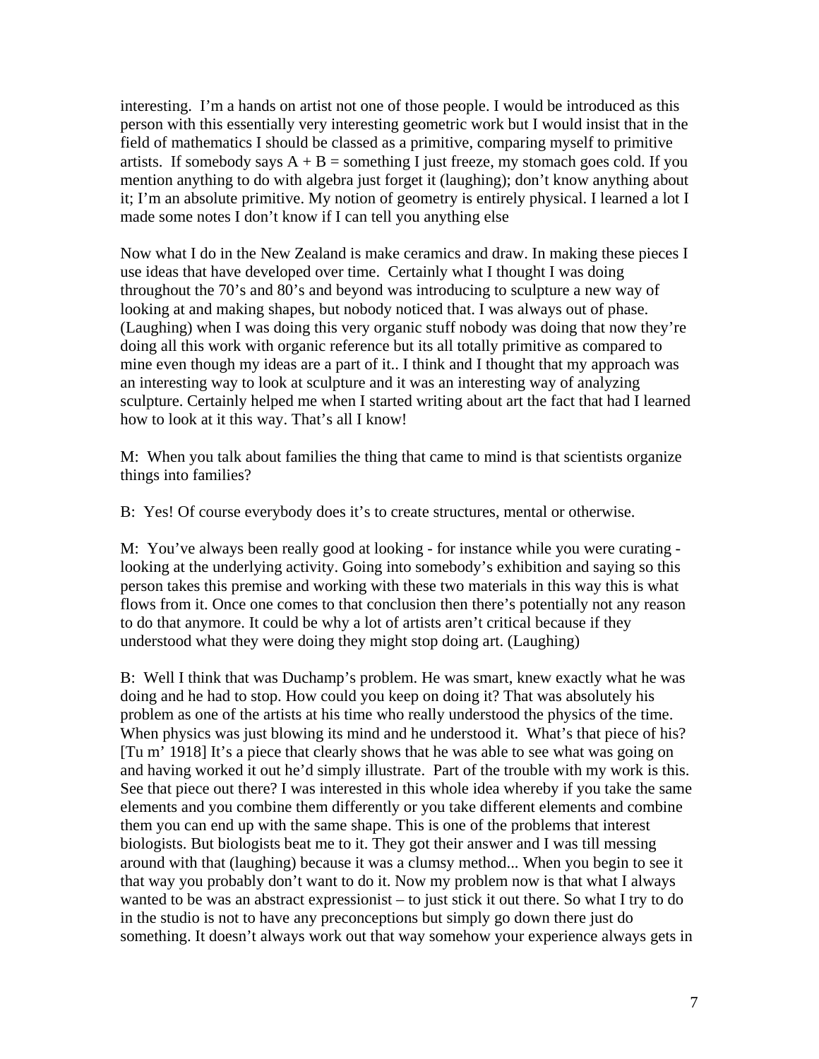interesting. I'm a hands on artist not one of those people. I would be introduced as this person with this essentially very interesting geometric work but I would insist that in the field of mathematics I should be classed as a primitive, comparing myself to primitive artists. If somebody says A + B = something I just freeze, my stomach goes cold. If you mention anything to do with algebra just forget it (laughing); don't know anything about it; I'm an absolute primitive. My notion of geometry is entirely physical. I learned a lot I made some notes I don't know if I can tell you anything else

Now what I do in the New Zealand is make ceramics and draw. In making these pieces I use ideas that have developed over time. Certainly what I thought I was doing throughout the 70's and 80's and beyond was introducing to sculpture a new way of looking at and making shapes, but nobody noticed that. I was always out of phase. (Laughing) when I was doing this very organic stuff nobody was doing that now they're doing all this work with organic reference but its all totally primitive as compared to mine even though my ideas are a part of it.. I think and I thought that my approach was an interesting way to look at sculpture and it was an interesting way of analyzing sculpture. Certainly helped me when I started writing about art the fact that had I learned how to look at it this way. That's all I know!

M: When you talk about families the thing that came to mind is that scientists organize things into families?

B: Yes! Of course everybody does it's to create structures, mental or otherwise.

M: You've always been really good at looking - for instance while you were curating - looking at the underlying activity. Going into somebody's exhibition and saying so this person takes this premise and working with these two materials in this way this is what flows from it. Once one comes to that conclusion then there's potentially not any reason to do that anymore. It could be why a lot of artists aren't critical because if they understood what they were doing they might stop doing art. (Laughing)

B: Well I think that was Duchamp's problem. He was smart, knew exactly what he was doing and he had to stop. How could you keep on doing it? That was absolutely his problem as one of the artists at his time who really understood the physics of the time. When physics was just blowing its mind and he understood it. What's that piece of his? [Tu m' 1918] It's a piece that clearly shows that he was able to see what was going on and having worked it out he'd simply illustrate. Part of the trouble with my work is this. See that piece out there? I was interested in this whole idea whereby if you take the same elements and you combine them differently or you take different elements and combine them you can end up with the same shape. This is one of the problems that interest biologists. But biologists beat me to it. They got their answer and I was till messing around with that (laughing) because it was a clumsy method... When you begin to see it that way you probably don't want to do it. Now my problem now is that what I always wanted to be was an abstract expressionist – to just stick it out there. So what I try to do in the studio is not to have any preconceptions but simply go down there just do something. It doesn't always work out that way somehow your experience always gets in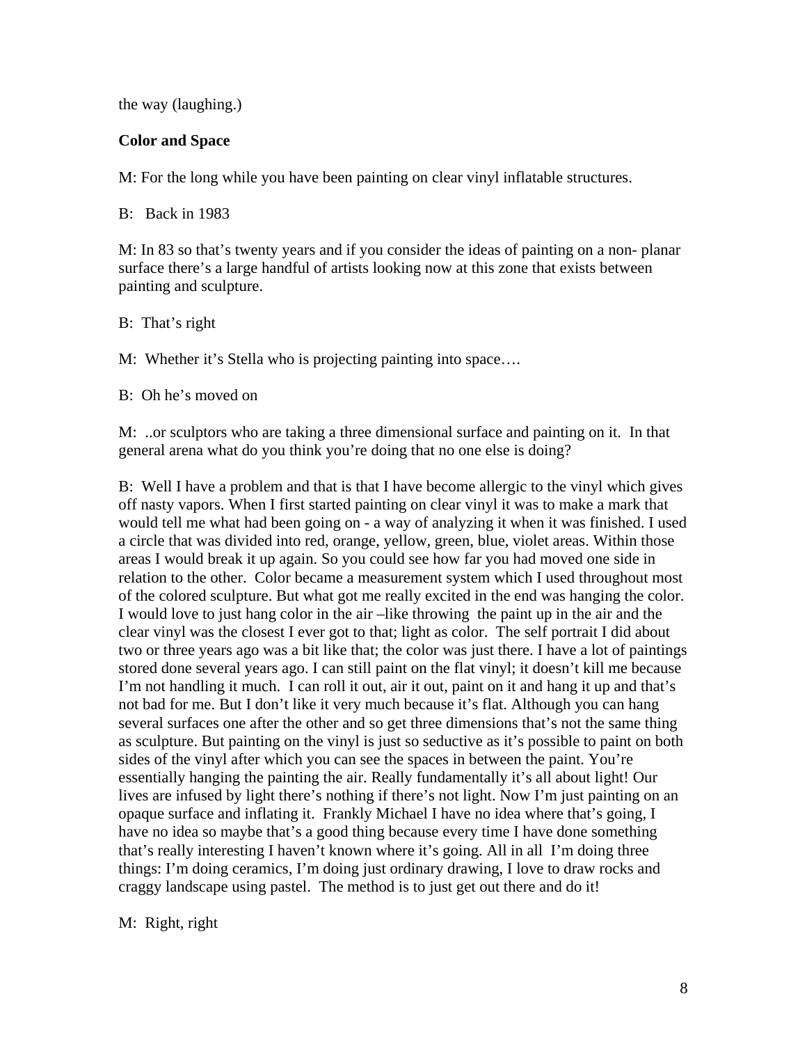the way (laughing.)

**Color and Space**

M: For the long while you have been painting on clear vinyl inflatable structures.

B: Back in 1983

M: In 83 so that's twenty years and if you consider the ideas of painting on a non- planar surface there's a large handful of artists looking now at this zone that exists between painting and sculpture.

B: That's right

M: Whether it's Stella who is projecting painting into space….

B: Oh he's moved on

M: ..or sculptors who are taking a three dimensional surface and painting on it. In that general arena what do you think you're doing that no one else is doing?

B: Well I have a problem and that is that I have become allergic to the vinyl which gives off nasty vapors. When I first started painting on clear vinyl it was to make a mark that would tell me what had been going on - a way of analyzing it when it was finished. I used a circle that was divided into red, orange, yellow, green, blue, violet areas. Within those areas I would break it up again. So you could see how far you had moved one side in relation to the other. Color became a measurement system which I used throughout most of the colored sculpture. But what got me really excited in the end was hanging the color. I would love to just hang color in the air –like throwing the paint up in the air and the clear vinyl was the closest I ever got to that; light as color. The self portrait I did about two or three years ago was a bit like that; the color was just there. I have a lot of paintings stored done several years ago. I can still paint on the flat vinyl; it doesn't kill me because I'm not handling it much. I can roll it out, air it out, paint on it and hang it up and that's not bad for me. But I don't like it very much because it's flat. Although you can hang several surfaces one after the other and so get three dimensions that's not the same thing as sculpture. But painting on the vinyl is just so seductive as it's possible to paint on both sides of the vinyl after which you can see the spaces in between the paint. You're essentially hanging the painting the air. Really fundamentally it's all about light! Our lives are infused by light there's nothing if there's not light. Now I'm just painting on an opaque surface and inflating it. Frankly Michael I have no idea where that's going, I have no idea so maybe that's a good thing because every time I have done something that's really interesting I haven't known where it's going. All in all I'm doing three things: I'm doing ceramics, I'm doing just ordinary drawing, I love to draw rocks and craggy landscape using pastel. The method is to just get out there and do it!

M: Right, right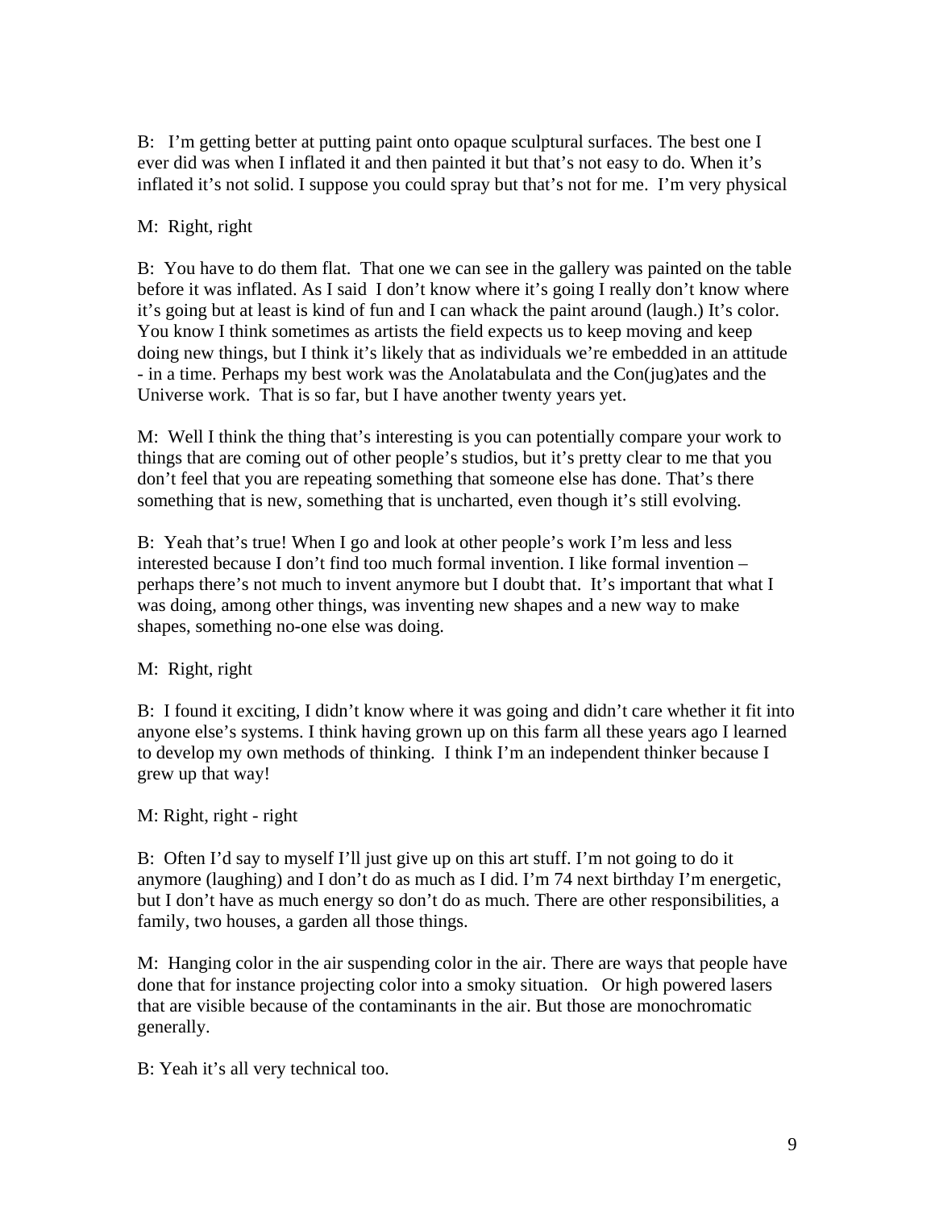B: I'm getting better at putting paint onto opaque sculptural surfaces. The best one I ever did was when I inflated it and then painted it but that's not easy to do. When it's inflated it's not solid. I suppose you could spray but that's not for me. I'm very physical

M: Right, right

B: You have to do them flat. That one we can see in the gallery was painted on the table before it was inflated. As I said I don't know where it's going I really don't know where it's going but at least is kind of fun and I can whack the paint around (laugh.) It's color. You know I think sometimes as artists the field expects us to keep moving and keep doing new things, but I think it's likely that as individuals we're embedded in an attitude - in a time. Perhaps my best work was the Anolatabulata and the Con(jug)ates and the Universe work. That is so far, but I have another twenty years yet.

M: Well I think the thing that's interesting is you can potentially compare your work to things that are coming out of other people's studios, but it's pretty clear to me that you don't feel that you are repeating something that someone else has done. That's there something that is new, something that is uncharted, even though it's still evolving.

B: Yeah that's true! When I go and look at other people's work I'm less and less interested because I don't find too much formal invention. I like formal invention – perhaps there's not much to invent anymore but I doubt that. It's important that what I was doing, among other things, was inventing new shapes and a new way to make shapes, something no-one else was doing.

M: Right, right

B: I found it exciting, I didn't know where it was going and didn't care whether it fit into anyone else's systems. I think having grown up on this farm all these years ago I learned to develop my own methods of thinking. I think I'm an independent thinker because I grew up that way!

M: Right, right - right

B: Often I'd say to myself I'll just give up on this art stuff. I'm not going to do it anymore (laughing) and I don't do as much as I did. I'm 74 next birthday I'm energetic, but I don't have as much energy so don't do as much. There are other responsibilities, a family, two houses, a garden all those things.

M: Hanging color in the air suspending color in the air. There are ways that people have done that for instance projecting color into a smoky situation. Or high powered lasers that are visible because of the contaminants in the air. But those are monochromatic generally.

B: Yeah it's all very technical too.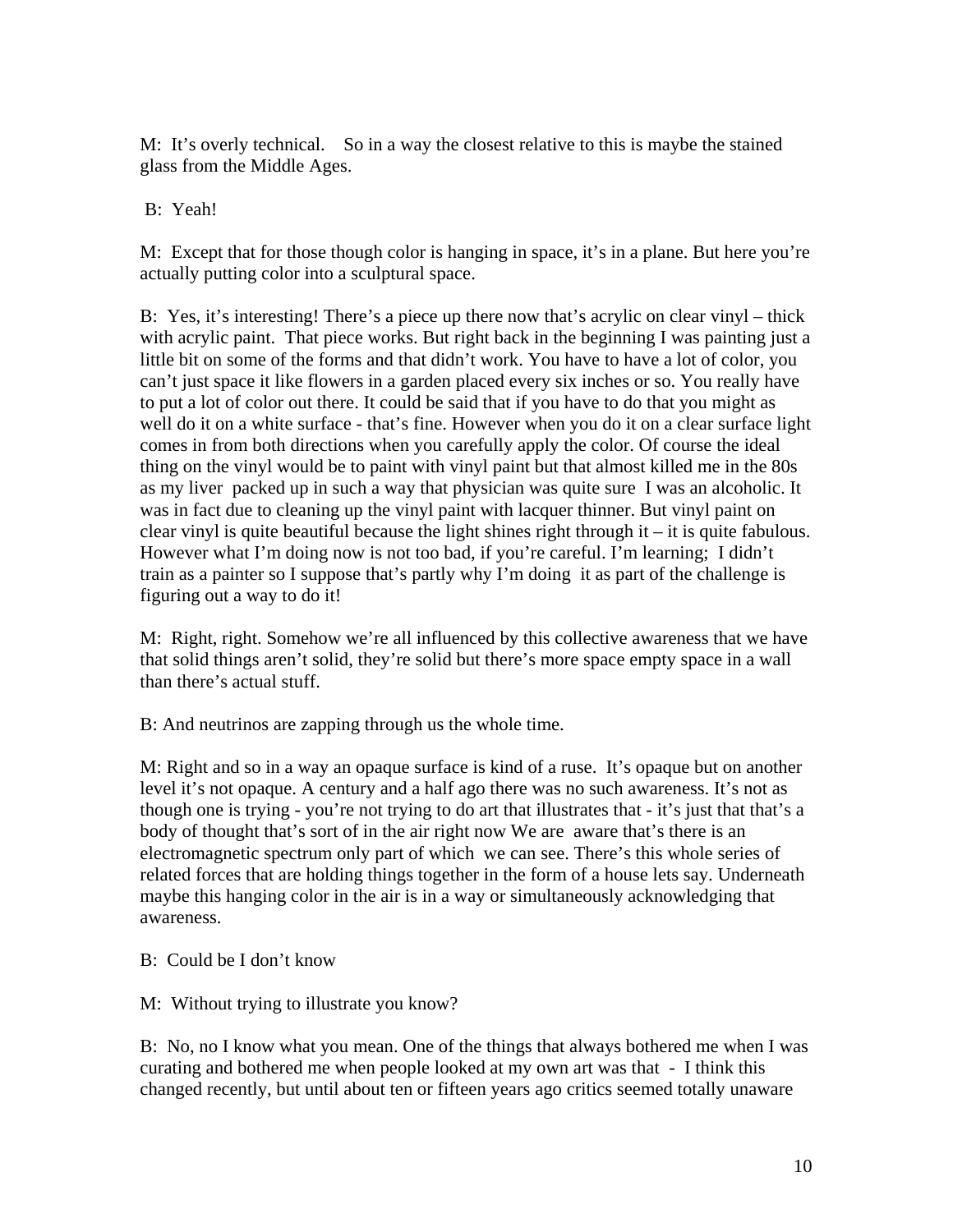M: It's overly technical. So in a way the closest relative to this is maybe the stained glass from the Middle Ages.

B: Yeah!

M: Except that for those though color is hanging in space, it's in a plane. But here you're actually putting color into a sculptural space.

B: Yes, it's interesting! There's a piece up there now that's acrylic on clear vinyl – thick with acrylic paint. That piece works. But right back in the beginning I was painting just a little bit on some of the forms and that didn't work. You have to have a lot of color, you can't just space it like flowers in a garden placed every six inches or so. You really have to put a lot of color out there. It could be said that if you have to do that you might as well do it on a white surface - that's fine. However when you do it on a clear surface light comes in from both directions when you carefully apply the color. Of course the ideal thing on the vinyl would be to paint with vinyl paint but that almost killed me in the 80s as my liver packed up in such a way that physician was quite sure I was an alcoholic. It was in fact due to cleaning up the vinyl paint with lacquer thinner. But vinyl paint on clear vinyl is quite beautiful because the light shines right through it – it is quite fabulous. However what I'm doing now is not too bad, if you're careful. I'm learning; I didn't train as a painter so I suppose that's partly why I'm doing it as part of the challenge is figuring out a way to do it!

M: Right, right. Somehow we're all influenced by this collective awareness that we have that solid things aren't solid, they're solid but there's more space empty space in a wall than there's actual stuff.

B: And neutrinos are zapping through us the whole time.

M: Right and so in a way an opaque surface is kind of a ruse. It's opaque but on another level it's not opaque. A century and a half ago there was no such awareness. It's not as though one is trying - you're not trying to do art that illustrates that - it's just that that's a body of thought that's sort of in the air right now We are aware that's there is an electromagnetic spectrum only part of which we can see. There's this whole series of related forces that are holding things together in the form of a house lets say. Underneath maybe this hanging color in the air is in a way or simultaneously acknowledging that awareness.

B: Could be I don't know

M: Without trying to illustrate you know?

B: No, no I know what you mean. One of the things that always bothered me when I was curating and bothered me when people looked at my own art was that - I think this changed recently, but until about ten or fifteen years ago critics seemed totally unaware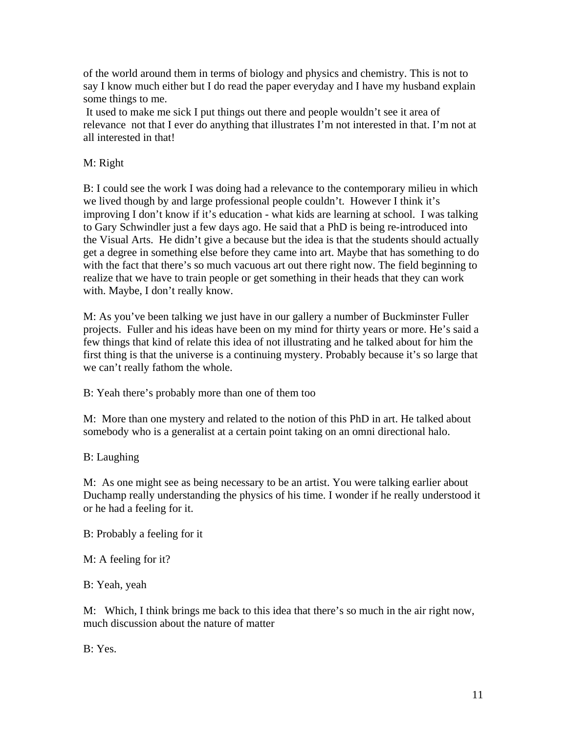of the world around them in terms of biology and physics and chemistry. This is not to say I know much either but I do read the paper everyday and I have my husband explain some things to me.

It used to make me sick I put things out there and people wouldn't see it area of relevance not that I ever do anything that illustrates I'm not interested in that. I'm not at all interested in that!

M: Right

B: I could see the work I was doing had a relevance to the contemporary milieu in which we lived though by and large professional people couldn't. However I think it's improving I don't know if it's education - what kids are learning at school. I was talking to Gary Schwindler just a few days ago. He said that a PhD is being re-introduced into the Visual Arts. He didn't give a because but the idea is that the students should actually get a degree in something else before they came into art. Maybe that has something to do with the fact that there's so much vacuous art out there right now. The field beginning to realize that we have to train people or get something in their heads that they can work with. Maybe, I don't really know.

M: As you've been talking we just have in our gallery a number of Buckminster Fuller projects. Fuller and his ideas have been on my mind for thirty years or more. He's said a few things that kind of relate this idea of not illustrating and he talked about for him the first thing is that the universe is a continuing mystery. Probably because it's so large that we can't really fathom the whole.

B: Yeah there's probably more than one of them too

M: More than one mystery and related to the notion of this PhD in art. He talked about somebody who is a generalist at a certain point taking on an omni directional halo.

B: Laughing

M: As one might see as being necessary to be an artist. You were talking earlier about Duchamp really understanding the physics of his time. I wonder if he really understood it or he had a feeling for it.

B: Probably a feeling for it

M: A feeling for it?

B: Yeah, yeah

M: Which, I think brings me back to this idea that there's so much in the air right now, much discussion about the nature of matter

B: Yes.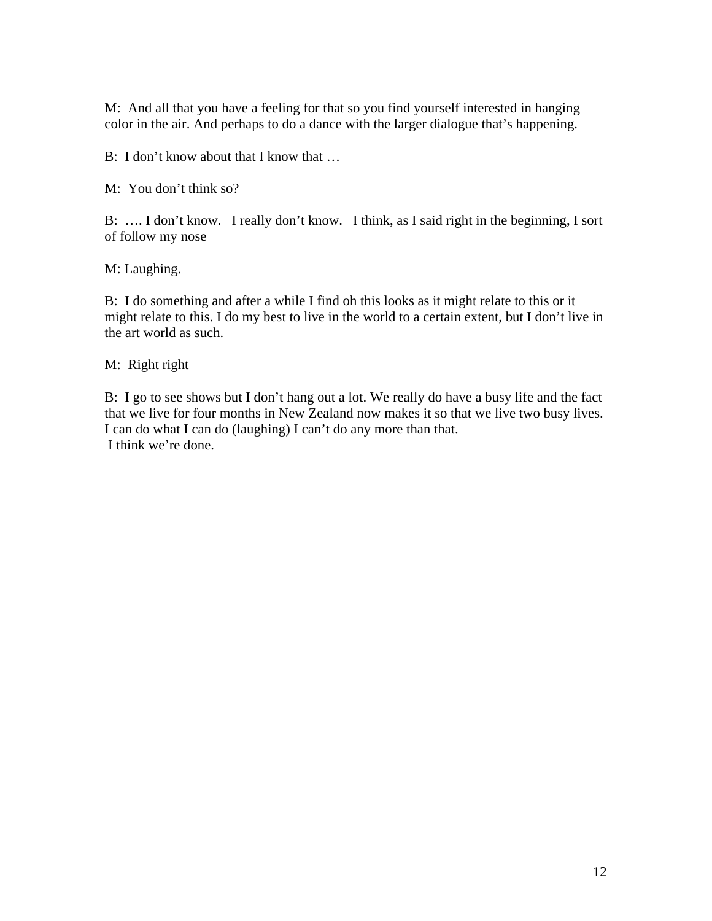M: And all that you have a feeling for that so you find yourself interested in hanging color in the air. And perhaps to do a dance with the larger dialogue that's happening.

B: I don't know about that I know that …

M: You don't think so?

B: …. I don't know. I really don't know. I think, as I said right in the beginning, I sort of follow my nose

M: Laughing.

B: I do something and after a while I find oh this looks as it might relate to this or it might relate to this. I do my best to live in the world to a certain extent, but I don't live in the art world as such.

M: Right right

B: I go to see shows but I don't hang out a lot. We really do have a busy life and the fact that we live for four months in New Zealand now makes it so that we live two busy lives. I can do what I can do (laughing) I can't do any more than that.
I think we're done.